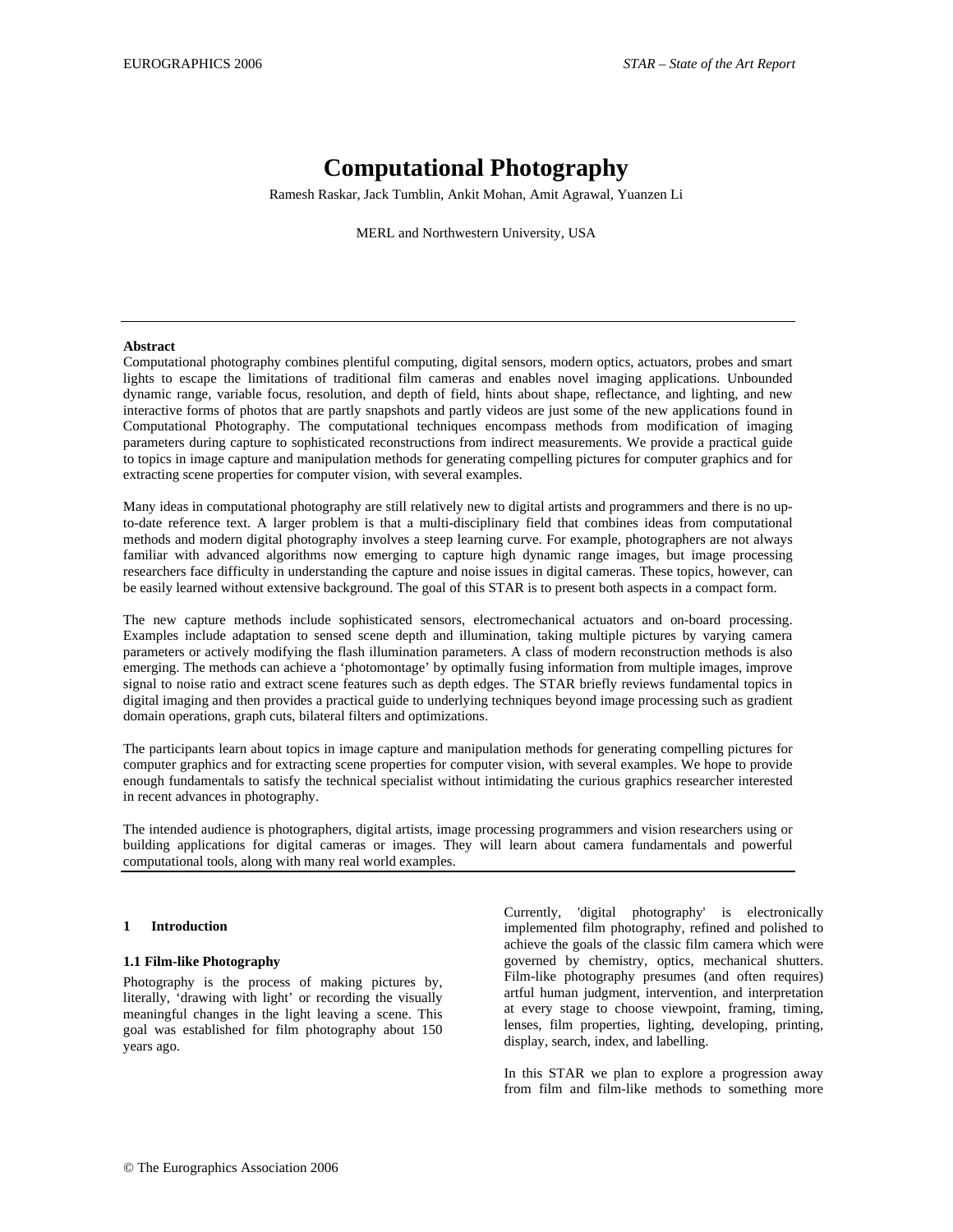# Computational Photography

Ramesh Raskar, Jack Tumblin, Ankit Mohan, Amit Agrawal, Yuanzen Li

MERL and Northwestern University, USA

---

**Abstract**

Computational photography combines plentiful computing, digital sensors, modern optics, actuators, probes and smart lights to escape the limitations of traditional film cameras and enables novel imaging applications. Unbounded dynamic range, variable focus, resolution, and depth of field, hints about shape, reflectance, and lighting, and new interactive forms of photos that are partly snapshots and partly videos are just some of the new applications found in Computational Photography. The computational techniques encompass methods from modification of imaging parameters during capture to sophisticated reconstructions from indirect measurements. We provide a practical guide to topics in image capture and manipulation methods for generating compelling pictures for computer graphics and for extracting scene properties for computer vision, with several examples.

Many ideas in computational photography are still relatively new to digital artists and programmers and there is no up-to-date reference text. A larger problem is that a multi-disciplinary field that combines ideas from computational methods and modern digital photography involves a steep learning curve. For example, photographers are not always familiar with advanced algorithms now emerging to capture high dynamic range images, but image processing researchers face difficulty in understanding the capture and noise issues in digital cameras. These topics, however, can be easily learned without extensive background. The goal of this STAR is to present both aspects in a compact form.

The new capture methods include sophisticated sensors, electromechanical actuators and on-board processing. Examples include adaptation to sensed scene depth and illumination, taking multiple pictures by varying camera parameters or actively modifying the flash illumination parameters. A class of modern reconstruction methods is also emerging. The methods can achieve a 'photomontage' by optimally fusing information from multiple images, improve signal to noise ratio and extract scene features such as depth edges. The STAR briefly reviews fundamental topics in digital imaging and then provides a practical guide to underlying techniques beyond image processing such as gradient domain operations, graph cuts, bilateral filters and optimizations.

The participants learn about topics in image capture and manipulation methods for generating compelling pictures for computer graphics and for extracting scene properties for computer vision, with several examples. We hope to provide enough fundamentals to satisfy the technical specialist without intimidating the curious graphics researcher interested in recent advances in photography.

The intended audience is photographers, digital artists, image processing programmers and vision researchers using or building applications for digital cameras or images. They will learn about camera fundamentals and powerful computational tools, along with many real world examples.

---

## 1 Introduction

### 1.1 Film-like Photography

Photography is the process of making pictures by, literally, 'drawing with light' or recording the visually meaningful changes in the light leaving a scene. This goal was established for film photography about 150 years ago.

Currently, 'digital photography' is electronically implemented film photography, refined and polished to achieve the goals of the classic film camera which were governed by chemistry, optics, mechanical shutters. Film-like photography presumes (and often requires) artful human judgment, intervention, and interpretation at every stage to choose viewpoint, framing, timing, lenses, film properties, lighting, developing, printing, display, search, index, and labelling.

In this STAR we plan to explore a progression away from film and film-like methods to something more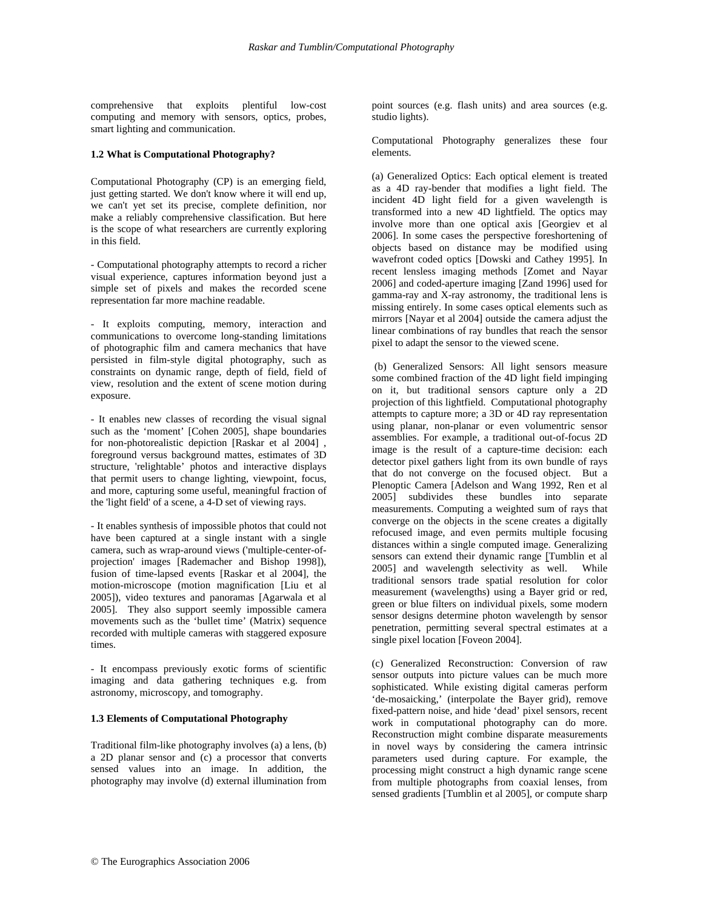comprehensive that exploits plentiful low-cost computing and memory with sensors, optics, probes, smart lighting and communication.

### 1.2 What is Computational Photography?

Computational Photography (CP) is an emerging field, just getting started. We don't know where it will end up, we can't yet set its precise, complete definition, nor make a reliably comprehensive classification. But here is the scope of what researchers are currently exploring in this field.

- Computational photography attempts to record a richer visual experience, captures information beyond just a simple set of pixels and makes the recorded scene representation far more machine readable.

- It exploits computing, memory, interaction and communications to overcome long-standing limitations of photographic film and camera mechanics that have persisted in film-style digital photography, such as constraints on dynamic range, depth of field, field of view, resolution and the extent of scene motion during exposure.

- It enables new classes of recording the visual signal such as the 'moment' [Cohen 2005], shape boundaries for non-photorealistic depiction [Raskar et al 2004] , foreground versus background mattes, estimates of 3D structure, 'relightable' photos and interactive displays that permit users to change lighting, viewpoint, focus, and more, capturing some useful, meaningful fraction of the 'light field' of a scene, a 4-D set of viewing rays.

- It enables synthesis of impossible photos that could not have been captured at a single instant with a single camera, such as wrap-around views ('multiple-center-of-projection' images [Rademacher and Bishop 1998]), fusion of time-lapsed events [Raskar et al 2004], the motion-microscope (motion magnification [Liu et al 2005]), video textures and panoramas [Agarwala et al 2005]. They also support seemly impossible camera movements such as the 'bullet time' (Matrix) sequence recorded with multiple cameras with staggered exposure times.

- It encompass previously exotic forms of scientific imaging and data gathering techniques e.g. from astronomy, microscopy, and tomography.

### 1.3 Elements of Computational Photography

Traditional film-like photography involves (a) a lens, (b) a 2D planar sensor and (c) a processor that converts sensed values into an image. In addition, the photography may involve (d) external illumination from point sources (e.g. flash units) and area sources (e.g. studio lights).

Computational Photography generalizes these four elements.

(a) Generalized Optics: Each optical element is treated as a 4D ray-bender that modifies a light field. The incident 4D light field for a given wavelength is transformed into a new 4D lightfield. The optics may involve more than one optical axis [Georgiev et al 2006]. In some cases the perspective foreshortening of objects based on distance may be modified using wavefront coded optics [Dowski and Cathey 1995]. In recent lensless imaging methods [Zomet and Nayar 2006] and coded-aperture imaging [Zand 1996] used for gamma-ray and X-ray astronomy, the traditional lens is missing entirely. In some cases optical elements such as mirrors [Nayar et al 2004] outside the camera adjust the linear combinations of ray bundles that reach the sensor pixel to adapt the sensor to the viewed scene.

(b) Generalized Sensors: All light sensors measure some combined fraction of the 4D light field impinging on it, but traditional sensors capture only a 2D projection of this lightfield. Computational photography attempts to capture more; a 3D or 4D ray representation using planar, non-planar or even volumentric sensor assemblies. For example, a traditional out-of-focus 2D image is the result of a capture-time decision: each detector pixel gathers light from its own bundle of rays that do not converge on the focused object. But a Plenoptic Camera [Adelson and Wang 1992, Ren et al 2005] subdivides these bundles into separate measurements. Computing a weighted sum of rays that converge on the objects in the scene creates a digitally refocused image, and even permits multiple focusing distances within a single computed image. Generalizing sensors can extend their dynamic range [Tumblin et al 2005] and wavelength selectivity as well. While traditional sensors trade spatial resolution for color measurement (wavelengths) using a Bayer grid or red, green or blue filters on individual pixels, some modern sensor designs determine photon wavelength by sensor penetration, permitting several spectral estimates at a single pixel location [Foveon 2004].

(c) Generalized Reconstruction: Conversion of raw sensor outputs into picture values can be much more sophisticated. While existing digital cameras perform 'de-mosaicking,' (interpolate the Bayer grid), remove fixed-pattern noise, and hide 'dead' pixel sensors, recent work in computational photography can do more. Reconstruction might combine disparate measurements in novel ways by considering the camera intrinsic parameters used during capture. For example, the processing might construct a high dynamic range scene from multiple photographs from coaxial lenses, from sensed gradients [Tumblin et al 2005], or compute sharp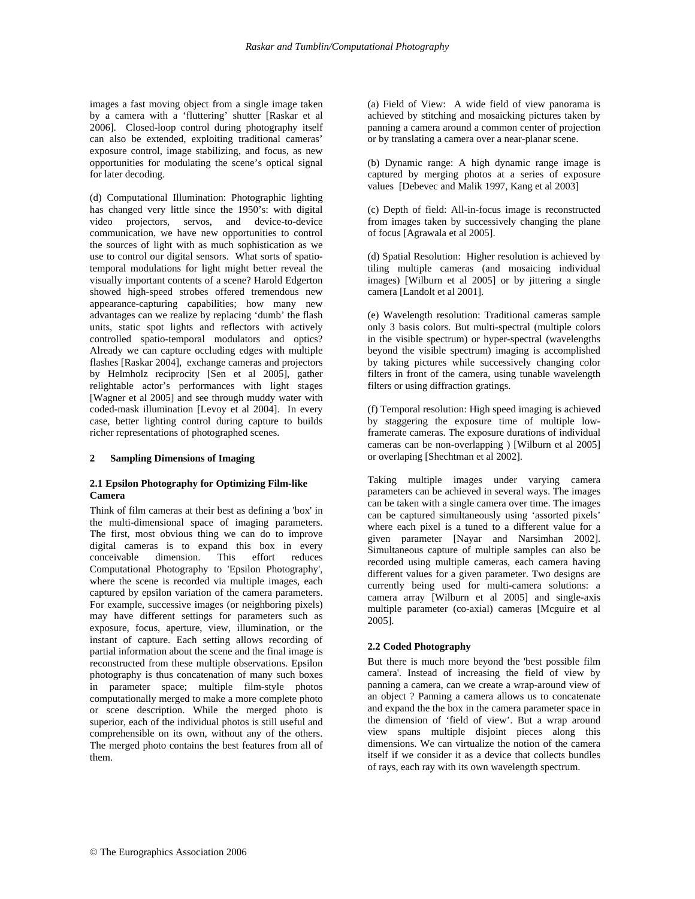images a fast moving object from a single image taken by a camera with a 'fluttering' shutter [Raskar et al 2006]. Closed-loop control during photography itself can also be extended, exploiting traditional cameras' exposure control, image stabilizing, and focus, as new opportunities for modulating the scene's optical signal for later decoding.

(d) Computational Illumination: Photographic lighting has changed very little since the 1950's: with digital video projectors, servos, and device-to-device communication, we have new opportunities to control the sources of light with as much sophistication as we use to control our digital sensors. What sorts of spatio-temporal modulations for light might better reveal the visually important contents of a scene? Harold Edgerton showed high-speed strobes offered tremendous new appearance-capturing capabilities; how many new advantages can we realize by replacing 'dumb' the flash units, static spot lights and reflectors with actively controlled spatio-temporal modulators and optics? Already we can capture occluding edges with multiple flashes [Raskar 2004], exchange cameras and projectors by Helmholz reciprocity [Sen et al 2005], gather relightable actor's performances with light stages [Wagner et al 2005] and see through muddy water with coded-mask illumination [Levoy et al 2004]. In every case, better lighting control during capture to builds richer representations of photographed scenes.

## 2 Sampling Dimensions of Imaging

### 2.1 Epsilon Photography for Optimizing Film-like Camera

Think of film cameras at their best as defining a 'box' in the multi-dimensional space of imaging parameters. The first, most obvious thing we can do to improve digital cameras is to expand this box in every conceivable dimension. This effort reduces Computational Photography to 'Epsilon Photography', where the scene is recorded via multiple images, each captured by epsilon variation of the camera parameters. For example, successive images (or neighboring pixels) may have different settings for parameters such as exposure, focus, aperture, view, illumination, or the instant of capture. Each setting allows recording of partial information about the scene and the final image is reconstructed from these multiple observations. Epsilon photography is thus concatenation of many such boxes in parameter space; multiple film-style photos computationally merged to make a more complete photo or scene description. While the merged photo is superior, each of the individual photos is still useful and comprehensible on its own, without any of the others. The merged photo contains the best features from all of them.

(a) Field of View: A wide field of view panorama is achieved by stitching and mosaicking pictures taken by panning a camera around a common center of projection or by translating a camera over a near-planar scene.

(b) Dynamic range: A high dynamic range image is captured by merging photos at a series of exposure values [Debevec and Malik 1997, Kang et al 2003]

(c) Depth of field: All-in-focus image is reconstructed from images taken by successively changing the plane of focus [Agrawala et al 2005].

(d) Spatial Resolution: Higher resolution is achieved by tiling multiple cameras (and mosaicing individual images) [Wilburn et al 2005] or by jittering a single camera [Landolt et al 2001].

(e) Wavelength resolution: Traditional cameras sample only 3 basis colors. But multi-spectral (multiple colors in the visible spectrum) or hyper-spectral (wavelengths beyond the visible spectrum) imaging is accomplished by taking pictures while successively changing color filters in front of the camera, using tunable wavelength filters or using diffraction gratings.

(f) Temporal resolution: High speed imaging is achieved by staggering the exposure time of multiple low-framerate cameras. The exposure durations of individual cameras can be non-overlapping ) [Wilburn et al 2005] or overlaping [Shechtman et al 2002].

Taking multiple images under varying camera parameters can be achieved in several ways. The images can be taken with a single camera over time. The images can be captured simultaneously using 'assorted pixels' where each pixel is a tuned to a different value for a given parameter [Nayar and Narsimhan 2002]. Simultaneous capture of multiple samples can also be recorded using multiple cameras, each camera having different values for a given parameter. Two designs are currently being used for multi-camera solutions: a camera array [Wilburn et al 2005] and single-axis multiple parameter (co-axial) cameras [Mcguire et al 2005].

### 2.2 Coded Photography

But there is much more beyond the 'best possible film camera'. Instead of increasing the field of view by panning a camera, can we create a wrap-around view of an object ? Panning a camera allows us to concatenate and expand the the box in the camera parameter space in the dimension of 'field of view'. But a wrap around view spans multiple disjoint pieces along this dimensions. We can virtualize the notion of the camera itself if we consider it as a device that collects bundles of rays, each ray with its own wavelength spectrum.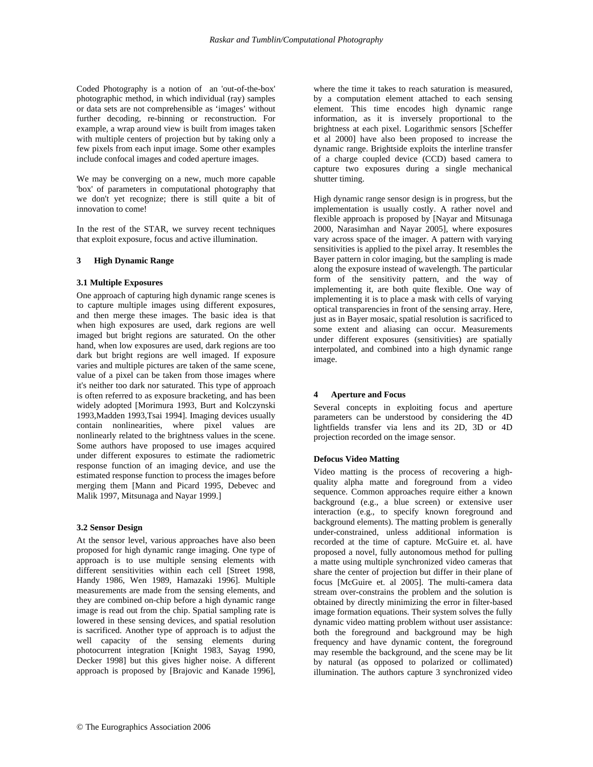Coded Photography is a notion of an 'out-of-the-box' photographic method, in which individual (ray) samples or data sets are not comprehensible as 'images' without further decoding, re-binning or reconstruction. For example, a wrap around view is built from images taken with multiple centers of projection but by taking only a few pixels from each input image. Some other examples include confocal images and coded aperture images.

We may be converging on a new, much more capable 'box' of parameters in computational photography that we don't yet recognize; there is still quite a bit of innovation to come!

In the rest of the STAR, we survey recent techniques that exploit exposure, focus and active illumination.

## 3 High Dynamic Range

### 3.1 Multiple Exposures

One approach of capturing high dynamic range scenes is to capture multiple images using different exposures, and then merge these images. The basic idea is that when high exposures are used, dark regions are well imaged but bright regions are saturated. On the other hand, when low exposures are used, dark regions are too dark but bright regions are well imaged. If exposure varies and multiple pictures are taken of the same scene, value of a pixel can be taken from those images where it's neither too dark nor saturated. This type of approach is often referred to as exposure bracketing, and has been widely adopted [Morimura 1993, Burt and Kolczynski 1993,Madden 1993,Tsai 1994]. Imaging devices usually contain nonlinearities, where pixel values are nonlinearly related to the brightness values in the scene. Some authors have proposed to use images acquired under different exposures to estimate the radiometric response function of an imaging device, and use the estimated response function to process the images before merging them [Mann and Picard 1995, Debevec and Malik 1997, Mitsunaga and Nayar 1999.]

### 3.2 Sensor Design

At the sensor level, various approaches have also been proposed for high dynamic range imaging. One type of approach is to use multiple sensing elements with different sensitivities within each cell [Street 1998, Handy 1986, Wen 1989, Hamazaki 1996]. Multiple measurements are made from the sensing elements, and they are combined on-chip before a high dynamic range image is read out from the chip. Spatial sampling rate is lowered in these sensing devices, and spatial resolution is sacrificed. Another type of approach is to adjust the well capacity of the sensing elements during photocurrent integration [Knight 1983, Sayag 1990, Decker 1998] but this gives higher noise. A different approach is proposed by [Brajovic and Kanade 1996], where the time it takes to reach saturation is measured, by a computation element attached to each sensing element. This time encodes high dynamic range information, as it is inversely proportional to the brightness at each pixel. Logarithmic sensors [Scheffer et al 2000] have also been proposed to increase the dynamic range. Brightside exploits the interline transfer of a charge coupled device (CCD) based camera to capture two exposures during a single mechanical shutter timing.

High dynamic range sensor design is in progress, but the implementation is usually costly. A rather novel and flexible approach is proposed by [Nayar and Mitsunaga 2000, Narasimhan and Nayar 2005], where exposures vary across space of the imager. A pattern with varying sensitivities is applied to the pixel array. It resembles the Bayer pattern in color imaging, but the sampling is made along the exposure instead of wavelength. The particular form of the sensitivity pattern, and the way of implementing it, are both quite flexible. One way of implementing it is to place a mask with cells of varying optical transparencies in front of the sensing array. Here, just as in Bayer mosaic, spatial resolution is sacrificed to some extent and aliasing can occur. Measurements under different exposures (sensitivities) are spatially interpolated, and combined into a high dynamic range image.

## 4 Aperture and Focus

Several concepts in exploiting focus and aperture parameters can be understood by considering the 4D lightfields transfer via lens and its 2D, 3D or 4D projection recorded on the image sensor.

### Defocus Video Matting

Video matting is the process of recovering a high-quality alpha matte and foreground from a video sequence. Common approaches require either a known background (e.g., a blue screen) or extensive user interaction (e.g., to specify known foreground and background elements). The matting problem is generally under-constrained, unless additional information is recorded at the time of capture. McGuire et. al. have proposed a novel, fully autonomous method for pulling a matte using multiple synchronized video cameras that share the center of projection but differ in their plane of focus [McGuire et. al 2005]. The multi-camera data stream over-constrains the problem and the solution is obtained by directly minimizing the error in filter-based image formation equations. Their system solves the fully dynamic video matting problem without user assistance: both the foreground and background may be high frequency and have dynamic content, the foreground may resemble the background, and the scene may be lit by natural (as opposed to polarized or collimated) illumination. The authors capture 3 synchronized video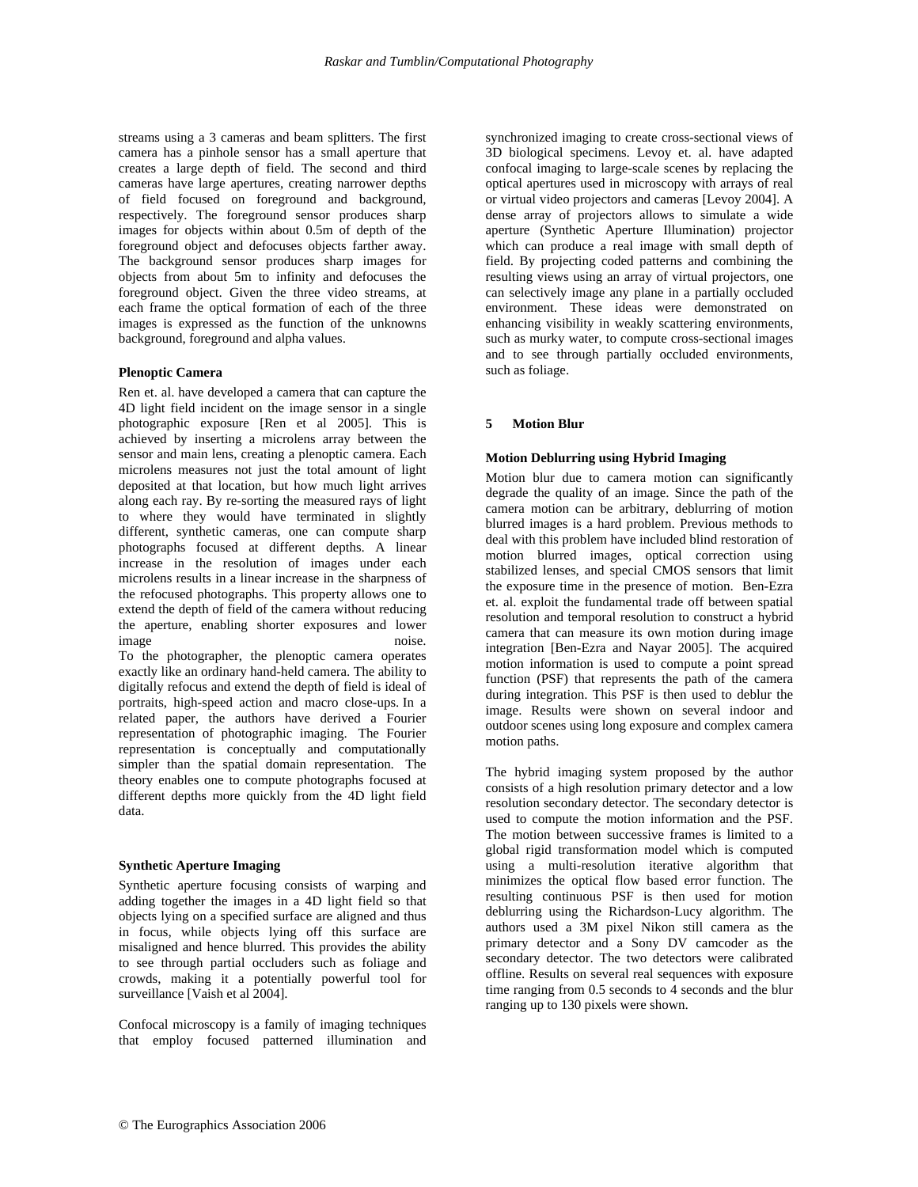streams using a 3 cameras and beam splitters. The first camera has a pinhole sensor has a small aperture that creates a large depth of field. The second and third cameras have large apertures, creating narrower depths of field focused on foreground and background, respectively. The foreground sensor produces sharp images for objects within about 0.5m of depth of the foreground object and defocuses objects farther away. The background sensor produces sharp images for objects from about 5m to infinity and defocuses the foreground object. Given the three video streams, at each frame the optical formation of each of the three images is expressed as the function of the unknowns background, foreground and alpha values.

**Plenoptic Camera**

Ren et. al. have developed a camera that can capture the 4D light field incident on the image sensor in a single photographic exposure [Ren et al 2005]. This is achieved by inserting a microlens array between the sensor and main lens, creating a plenoptic camera. Each microlens measures not just the total amount of light deposited at that location, but how much light arrives along each ray. By re-sorting the measured rays of light to where they would have terminated in slightly different, synthetic cameras, one can compute sharp photographs focused at different depths. A linear increase in the resolution of images under each microlens results in a linear increase in the sharpness of the refocused photographs. This property allows one to extend the depth of field of the camera without reducing the aperture, enabling shorter exposures and lower image noise.
To the photographer, the plenoptic camera operates exactly like an ordinary hand-held camera. The ability to digitally refocus and extend the depth of field is ideal of portraits, high-speed action and macro close-ups. In a related paper, the authors have derived a Fourier representation of photographic imaging. The Fourier representation is conceptually and computationally simpler than the spatial domain representation. The theory enables one to compute photographs focused at different depths more quickly from the 4D light field data.

**Synthetic Aperture Imaging**

Synthetic aperture focusing consists of warping and adding together the images in a 4D light field so that objects lying on a specified surface are aligned and thus in focus, while objects lying off this surface are misaligned and hence blurred. This provides the ability to see through partial occluders such as foliage and crowds, making it a potentially powerful tool for surveillance [Vaish et al 2004].

Confocal microscopy is a family of imaging techniques that employ focused patterned illumination and synchronized imaging to create cross-sectional views of 3D biological specimens. Levoy et. al. have adapted confocal imaging to large-scale scenes by replacing the optical apertures used in microscopy with arrays of real or virtual video projectors and cameras [Levoy 2004]. A dense array of projectors allows to simulate a wide aperture (Synthetic Aperture Illumination) projector which can produce a real image with small depth of field. By projecting coded patterns and combining the resulting views using an array of virtual projectors, one can selectively image any plane in a partially occluded environment. These ideas were demonstrated on enhancing visibility in weakly scattering environments, such as murky water, to compute cross-sectional images and to see through partially occluded environments, such as foliage.

## 5 Motion Blur

**Motion Deblurring using Hybrid Imaging**

Motion blur due to camera motion can significantly degrade the quality of an image. Since the path of the camera motion can be arbitrary, deblurring of motion blurred images is a hard problem. Previous methods to deal with this problem have included blind restoration of motion blurred images, optical correction using stabilized lenses, and special CMOS sensors that limit the exposure time in the presence of motion. Ben-Ezra et. al. exploit the fundamental trade off between spatial resolution and temporal resolution to construct a hybrid camera that can measure its own motion during image integration [Ben-Ezra and Nayar 2005]. The acquired motion information is used to compute a point spread function (PSF) that represents the path of the camera during integration. This PSF is then used to deblur the image. Results were shown on several indoor and outdoor scenes using long exposure and complex camera motion paths.

The hybrid imaging system proposed by the author consists of a high resolution primary detector and a low resolution secondary detector. The secondary detector is used to compute the motion information and the PSF. The motion between successive frames is limited to a global rigid transformation model which is computed using a multi-resolution iterative algorithm that minimizes the optical flow based error function. The resulting continuous PSF is then used for motion deblurring using the Richardson-Lucy algorithm. The authors used a 3M pixel Nikon still camera as the primary detector and a Sony DV camcoder as the secondary detector. The two detectors were calibrated offline. Results on several real sequences with exposure time ranging from 0.5 seconds to 4 seconds and the blur ranging up to 130 pixels were shown.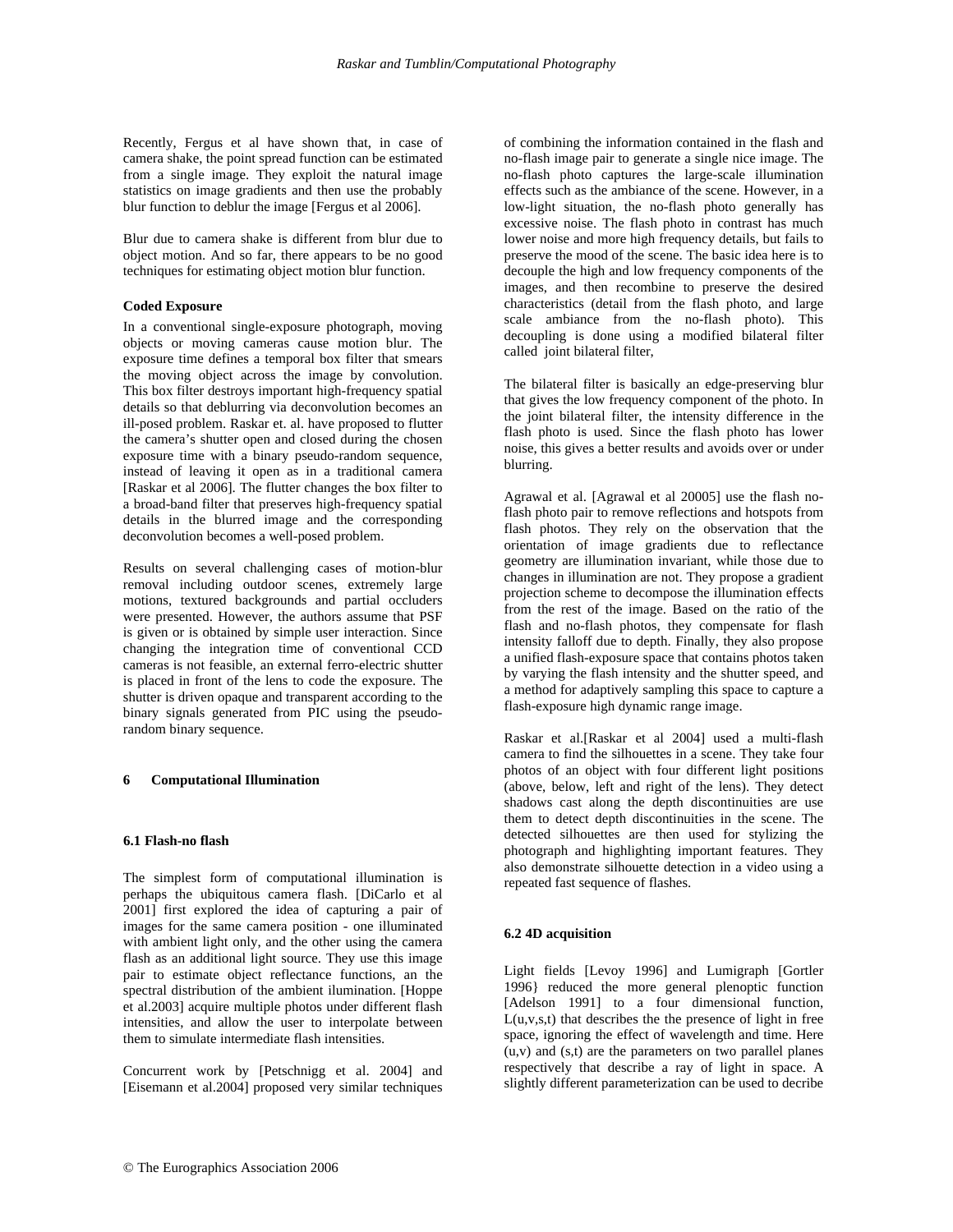Recently, Fergus et al have shown that, in case of camera shake, the point spread function can be estimated from a single image. They exploit the natural image statistics on image gradients and then use the probably blur function to deblur the image [Fergus et al 2006].

Blur due to camera shake is different from blur due to object motion. And so far, there appears to be no good techniques for estimating object motion blur function.

**Coded Exposure**

In a conventional single-exposure photograph, moving objects or moving cameras cause motion blur. The exposure time defines a temporal box filter that smears the moving object across the image by convolution. This box filter destroys important high-frequency spatial details so that deblurring via deconvolution becomes an ill-posed problem. Raskar et. al. have proposed to flutter the camera's shutter open and closed during the chosen exposure time with a binary pseudo-random sequence, instead of leaving it open as in a traditional camera [Raskar et al 2006]. The flutter changes the box filter to a broad-band filter that preserves high-frequency spatial details in the blurred image and the corresponding deconvolution becomes a well-posed problem.

Results on several challenging cases of motion-blur removal including outdoor scenes, extremely large motions, textured backgrounds and partial occluders were presented. However, the authors assume that PSF is given or is obtained by simple user interaction. Since changing the integration time of conventional CCD cameras is not feasible, an external ferro-electric shutter is placed in front of the lens to code the exposure. The shutter is driven opaque and transparent according to the binary signals generated from PIC using the pseudo-random binary sequence.

## 6 Computational Illumination

### 6.1 Flash-no flash

The simplest form of computational illumination is perhaps the ubiquitous camera flash. [DiCarlo et al 2001] first explored the idea of capturing a pair of images for the same camera position - one illuminated with ambient light only, and the other using the camera flash as an additional light source. They use this image pair to estimate object reflectance functions, an the spectral distribution of the ambient ilumination. [Hoppe et al.2003] acquire multiple photos under different flash intensities, and allow the user to interpolate between them to simulate intermediate flash intensities.

Concurrent work by [Petschnigg et al. 2004] and [Eisemann et al.2004] proposed very similar techniques of combining the information contained in the flash and no-flash image pair to generate a single nice image. The no-flash photo captures the large-scale illumination effects such as the ambiance of the scene. However, in a low-light situation, the no-flash photo generally has excessive noise. The flash photo in contrast has much lower noise and more high frequency details, but fails to preserve the mood of the scene. The basic idea here is to decouple the high and low frequency components of the images, and then recombine to preserve the desired characteristics (detail from the flash photo, and large scale ambiance from the no-flash photo). This decoupling is done using a modified bilateral filter called joint bilateral filter,

The bilateral filter is basically an edge-preserving blur that gives the low frequency component of the photo. In the joint bilateral filter, the intensity difference in the flash photo is used. Since the flash photo has lower noise, this gives a better results and avoids over or under blurring.

Agrawal et al. [Agrawal et al 20005] use the flash no-flash photo pair to remove reflections and hotspots from flash photos. They rely on the observation that the orientation of image gradients due to reflectance geometry are illumination invariant, while those due to changes in illumination are not. They propose a gradient projection scheme to decompose the illumination effects from the rest of the image. Based on the ratio of the flash and no-flash photos, they compensate for flash intensity falloff due to depth. Finally, they also propose a unified flash-exposure space that contains photos taken by varying the flash intensity and the shutter speed, and a method for adaptively sampling this space to capture a flash-exposure high dynamic range image.

Raskar et al.[Raskar et al 2004] used a multi-flash camera to find the silhouettes in a scene. They take four photos of an object with four different light positions (above, below, left and right of the lens). They detect shadows cast along the depth discontinuities are use them to detect depth discontinuities in the scene. The detected silhouettes are then used for stylizing the photograph and highlighting important features. They also demonstrate silhouette detection in a video using a repeated fast sequence of flashes.

### 6.2 4D acquisition

Light fields [Levoy 1996] and Lumigraph [Gortler 1996} reduced the more general plenoptic function [Adelson 1991] to a four dimensional function, L(u,v,s,t) that describes the the presence of light in free space, ignoring the effect of wavelength and time. Here (u,v) and (s,t) are the parameters on two parallel planes respectively that describe a ray of light in space. A slightly different parameterization can be used to decribe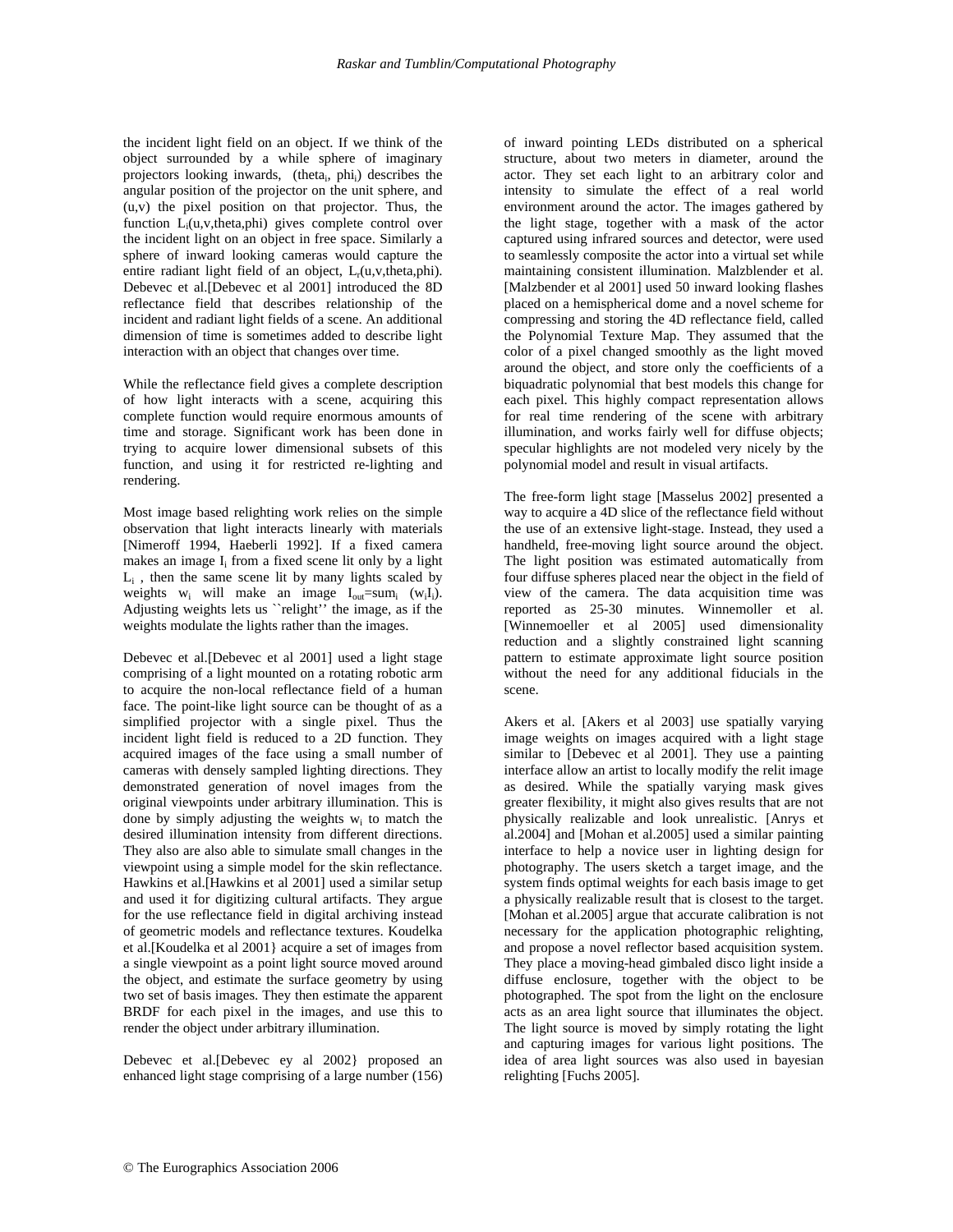the incident light field on an object. If we think of the object surrounded by a while sphere of imaginary projectors looking inwards, ($theta_i$, $phi_i$) describes the angular position of the projector on the unit sphere, and (u,v) the pixel position on that projector. Thus, the function $L_i$(u,v,theta,phi) gives complete control over the incident light on an object in free space. Similarly a sphere of inward looking cameras would capture the entire radiant light field of an object, $L_r$(u,v,theta,phi). Debevec et al.[Debevec et al 2001] introduced the 8D reflectance field that describes relationship of the incident and radiant light fields of a scene. An additional dimension of time is sometimes added to describe light interaction with an object that changes over time.

While the reflectance field gives a complete description of how light interacts with a scene, acquiring this complete function would require enormous amounts of time and storage. Significant work has been done in trying to acquire lower dimensional subsets of this function, and using it for restricted re-lighting and rendering.

Most image based relighting work relies on the simple observation that light interacts linearly with materials [Nimeroff 1994, Haeberli 1992]. If a fixed camera makes an image $I_i$ from a fixed scene lit only by a light $L_i$ , then the same scene lit by many lights scaled by weights $w_i$ will make an image $I_{out}$=$sum_i$ ($w_i I_i$). Adjusting weights lets us ``relight'' the image, as if the weights modulate the lights rather than the images.

Debevec et al.[Debevec et al 2001] used a light stage comprising of a light mounted on a rotating robotic arm to acquire the non-local reflectance field of a human face. The point-like light source can be thought of as a simplified projector with a single pixel. Thus the incident light field is reduced to a 2D function. They acquired images of the face using a small number of cameras with densely sampled lighting directions. They demonstrated generation of novel images from the original viewpoints under arbitrary illumination. This is done by simply adjusting the weights $w_i$ to match the desired illumination intensity from different directions. They also are also able to simulate small changes in the viewpoint using a simple model for the skin reflectance. Hawkins et al.[Hawkins et al 2001] used a similar setup and used it for digitizing cultural artifacts. They argue for the use reflectance field in digital archiving instead of geometric models and reflectance textures. Koudelka et al.[Koudelka et al 2001} acquire a set of images from a single viewpoint as a point light source moved around the object, and estimate the surface geometry by using two set of basis images. They then estimate the apparent BRDF for each pixel in the images, and use this to render the object under arbitrary illumination.

Debevec et al.[Debevec ey al 2002} proposed an enhanced light stage comprising of a large number (156) of inward pointing LEDs distributed on a spherical structure, about two meters in diameter, around the actor. They set each light to an arbitrary color and intensity to simulate the effect of a real world environment around the actor. The images gathered by the light stage, together with a mask of the actor captured using infrared sources and detector, were used to seamlessly composite the actor into a virtual set while maintaining consistent illumination. Malzblender et al.[Malzbender et al 2001] used 50 inward looking flashes placed on a hemispherical dome and a novel scheme for compressing and storing the 4D reflectance field, called the Polynomial Texture Map. They assumed that the color of a pixel changed smoothly as the light moved around the object, and store only the coefficients of a biquadratic polynomial that best models this change for each pixel. This highly compact representation allows for real time rendering of the scene with arbitrary illumination, and works fairly well for diffuse objects; specular highlights are not modeled very nicely by the polynomial model and result in visual artifacts.

The free-form light stage [Masselus 2002] presented a way to acquire a 4D slice of the reflectance field without the use of an extensive light-stage. Instead, they used a handheld, free-moving light source around the object. The light position was estimated automatically from four diffuse spheres placed near the object in the field of view of the camera. The data acquisition time was reported as 25-30 minutes. Winnemoller et al. [Winnemoeller et al 2005] used dimensionality reduction and a slightly constrained light scanning pattern to estimate approximate light source position without the need for any additional fiducials in the scene.

Akers et al. [Akers et al 2003] use spatially varying image weights on images acquired with a light stage similar to [Debevec et al 2001]. They use a painting interface allow an artist to locally modify the relit image as desired. While the spatially varying mask gives greater flexibility, it might also gives results that are not physically realizable and look unrealistic. [Anrys et al.2004] and [Mohan et al.2005] used a similar painting interface to help a novice user in lighting design for photography. The users sketch a target image, and the system finds optimal weights for each basis image to get a physically realizable result that is closest to the target. [Mohan et al.2005] argue that accurate calibration is not necessary for the application photographic relighting, and propose a novel reflector based acquisition system. They place a moving-head gimbaled disco light inside a diffuse enclosure, together with the object to be photographed. The spot from the light on the enclosure acts as an area light source that illuminates the object. The light source is moved by simply rotating the light and capturing images for various light positions. The idea of area light sources was also used in bayesian relighting [Fuchs 2005].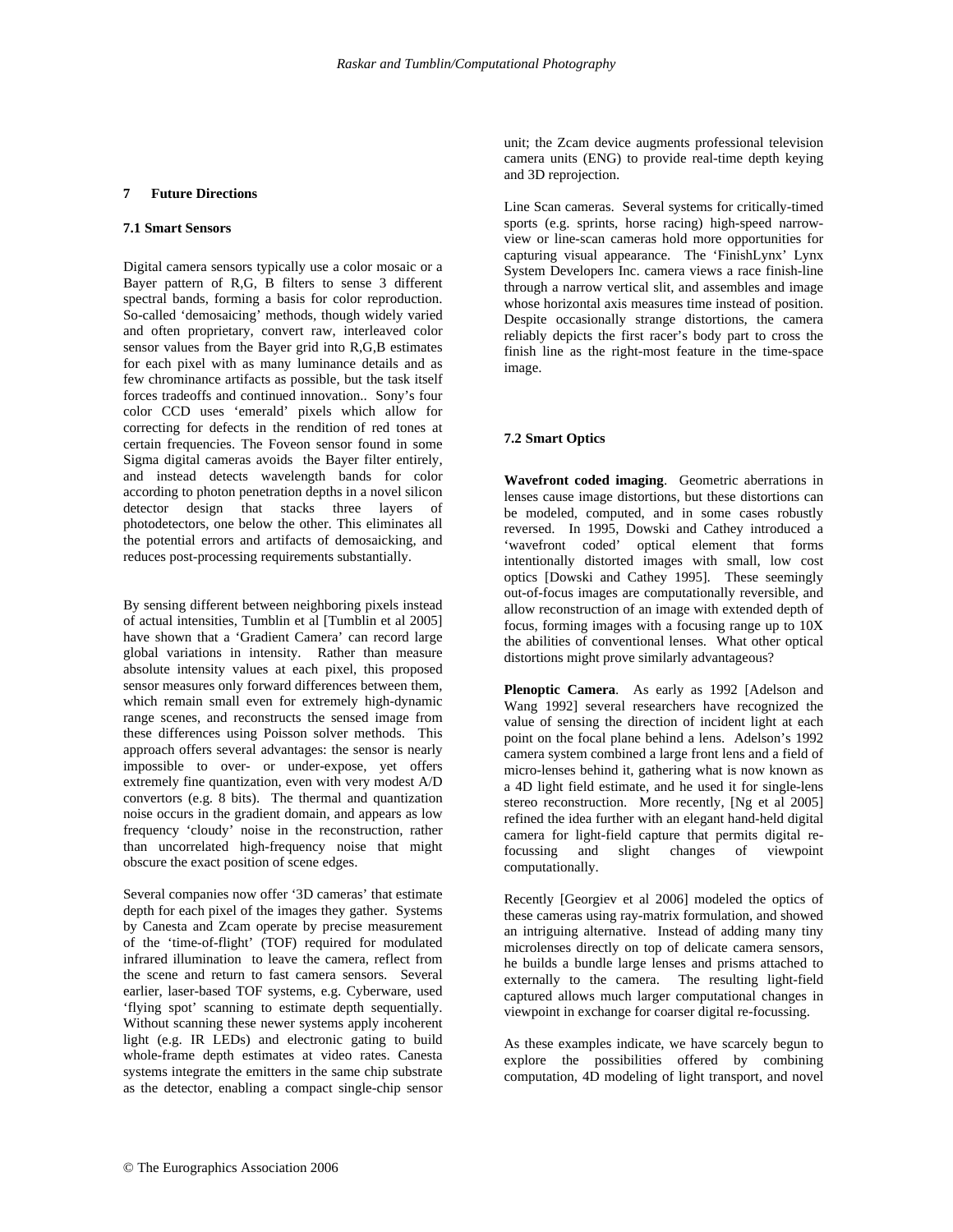## 7 Future Directions

### 7.1 Smart Sensors

Digital camera sensors typically use a color mosaic or a Bayer pattern of R,G, B filters to sense 3 different spectral bands, forming a basis for color reproduction. So-called 'demosaicing' methods, though widely varied and often proprietary, convert raw, interleaved color sensor values from the Bayer grid into R,G,B estimates for each pixel with as many luminance details and as few chrominance artifacts as possible, but the task itself forces tradeoffs and continued innovation.. Sony's four color CCD uses 'emerald' pixels which allow for correcting for defects in the rendition of red tones at certain frequencies. The Foveon sensor found in some Sigma digital cameras avoids the Bayer filter entirely, and instead detects wavelength bands for color according to photon penetration depths in a novel silicon detector design that stacks three layers of photodetectors, one below the other. This eliminates all the potential errors and artifacts of demosaicking, and reduces post-processing requirements substantially.

By sensing different between neighboring pixels instead of actual intensities, Tumblin et al [Tumblin et al 2005] have shown that a 'Gradient Camera' can record large global variations in intensity. Rather than measure absolute intensity values at each pixel, this proposed sensor measures only forward differences between them, which remain small even for extremely high-dynamic range scenes, and reconstructs the sensed image from these differences using Poisson solver methods. This approach offers several advantages: the sensor is nearly impossible to over- or under-expose, yet offers extremely fine quantization, even with very modest A/D convertors (e.g. 8 bits). The thermal and quantization noise occurs in the gradient domain, and appears as low frequency 'cloudy' noise in the reconstruction, rather than uncorrelated high-frequency noise that might obscure the exact position of scene edges.

Several companies now offer '3D cameras' that estimate depth for each pixel of the images they gather. Systems by Canesta and Zcam operate by precise measurement of the 'time-of-flight' (TOF) required for modulated infrared illumination to leave the camera, reflect from the scene and return to fast camera sensors. Several earlier, laser-based TOF systems, e.g. Cyberware, used 'flying spot' scanning to estimate depth sequentially. Without scanning these newer systems apply incoherent light (e.g. IR LEDs) and electronic gating to build whole-frame depth estimates at video rates. Canesta systems integrate the emitters in the same chip substrate as the detector, enabling a compact single-chip sensor unit; the Zcam device augments professional television camera units (ENG) to provide real-time depth keying and 3D reprojection.

Line Scan cameras. Several systems for critically-timed sports (e.g. sprints, horse racing) high-speed narrow-view or line-scan cameras hold more opportunities for capturing visual appearance. The 'FinishLynx' Lynx System Developers Inc. camera views a race finish-line through a narrow vertical slit, and assembles and image whose horizontal axis measures time instead of position. Despite occasionally strange distortions, the camera reliably depicts the first racer's body part to cross the finish line as the right-most feature in the time-space image.

### 7.2 Smart Optics

**Wavefront coded imaging**. Geometric aberrations in lenses cause image distortions, but these distortions can be modeled, computed, and in some cases robustly reversed. In 1995, Dowski and Cathey introduced a 'wavefront coded' optical element that forms intentionally distorted images with small, low cost optics [Dowski and Cathey 1995]. These seemingly out-of-focus images are computationally reversible, and allow reconstruction of an image with extended depth of focus, forming images with a focusing range up to 10X the abilities of conventional lenses. What other optical distortions might prove similarly advantageous?

**Plenoptic Camera**. As early as 1992 [Adelson and Wang 1992] several researchers have recognized the value of sensing the direction of incident light at each point on the focal plane behind a lens. Adelson's 1992 camera system combined a large front lens and a field of micro-lenses behind it, gathering what is now known as a 4D light field estimate, and he used it for single-lens stereo reconstruction. More recently, [Ng et al 2005] refined the idea further with an elegant hand-held digital camera for light-field capture that permits digital re-focussing and slight changes of viewpoint computationally.

Recently [Georgiev et al 2006] modeled the optics of these cameras using ray-matrix formulation, and showed an intriguing alternative. Instead of adding many tiny microlenses directly on top of delicate camera sensors, he builds a bundle large lenses and prisms attached to externally to the camera. The resulting light-field captured allows much larger computational changes in viewpoint in exchange for coarser digital re-focussing.

As these examples indicate, we have scarcely begun to explore the possibilities offered by combining computation, 4D modeling of light transport, and novel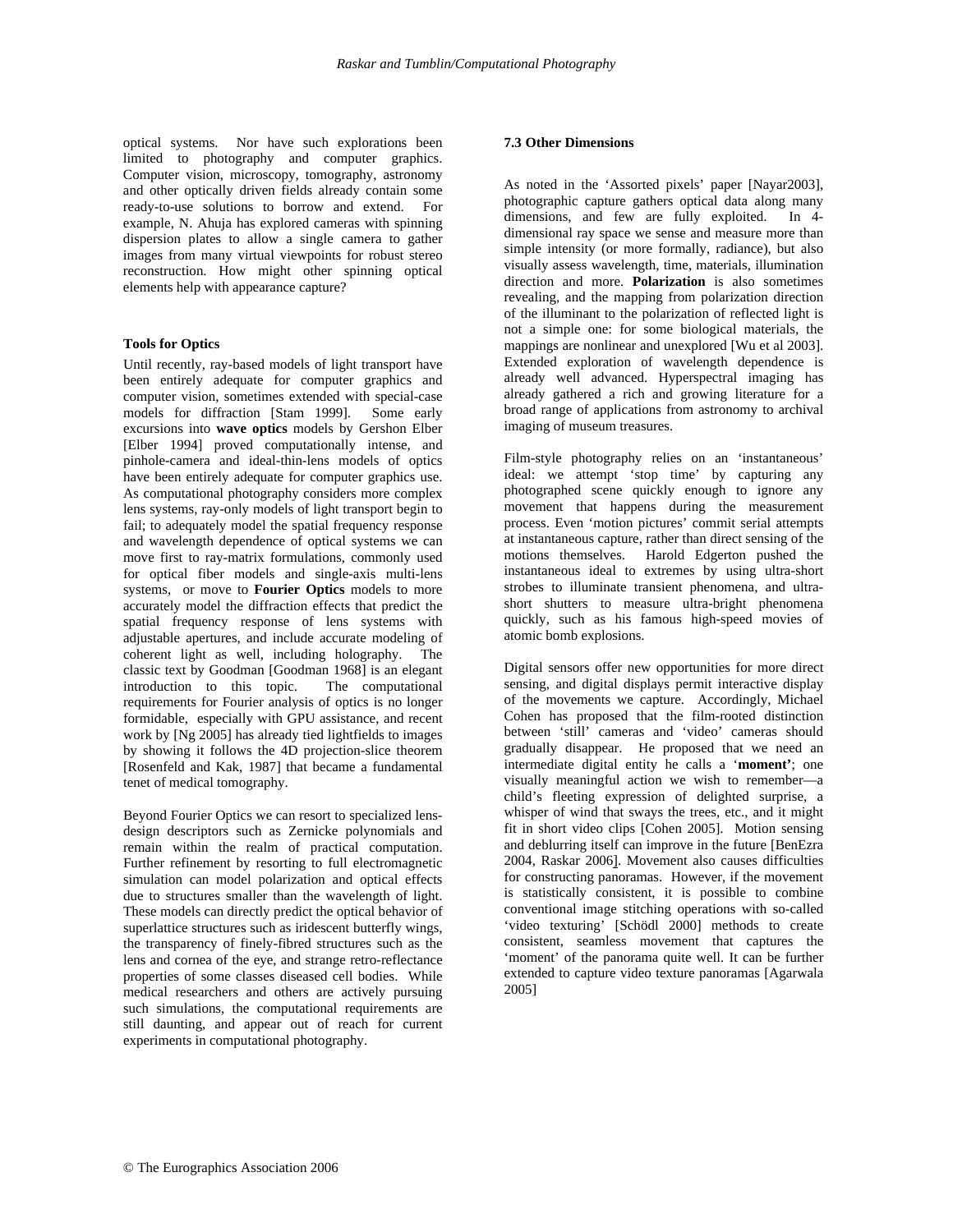optical systems. Nor have such explorations been limited to photography and computer graphics. Computer vision, microscopy, tomography, astronomy and other optically driven fields already contain some ready-to-use solutions to borrow and extend. For example, N. Ahuja has explored cameras with spinning dispersion plates to allow a single camera to gather images from many virtual viewpoints for robust stereo reconstruction. How might other spinning optical elements help with appearance capture?

**Tools for Optics**

Until recently, ray-based models of light transport have been entirely adequate for computer graphics and computer vision, sometimes extended with special-case models for diffraction [Stam 1999]. Some early excursions into **wave optics** models by Gershon Elber [Elber 1994] proved computationally intense, and pinhole-camera and ideal-thin-lens models of optics have been entirely adequate for computer graphics use. As computational photography considers more complex lens systems, ray-only models of light transport begin to fail; to adequately model the spatial frequency response and wavelength dependence of optical systems we can move first to ray-matrix formulations, commonly used for optical fiber models and single-axis multi-lens systems, or move to **Fourier Optics** models to more accurately model the diffraction effects that predict the spatial frequency response of lens systems with adjustable apertures, and include accurate modeling of coherent light as well, including holography. The classic text by Goodman [Goodman 1968] is an elegant introduction to this topic. The computational requirements for Fourier analysis of optics is no longer formidable, especially with GPU assistance, and recent work by [Ng 2005] has already tied lightfields to images by showing it follows the 4D projection-slice theorem [Rosenfeld and Kak, 1987] that became a fundamental tenet of medical tomography.

Beyond Fourier Optics we can resort to specialized lens-design descriptors such as Zernicke polynomials and remain within the realm of practical computation. Further refinement by resorting to full electromagnetic simulation can model polarization and optical effects due to structures smaller than the wavelength of light. These models can directly predict the optical behavior of superlattice structures such as iridescent butterfly wings, the transparency of finely-fibred structures such as the lens and cornea of the eye, and strange retro-reflectance properties of some classes diseased cell bodies. While medical researchers and others are actively pursuing such simulations, the computational requirements are still daunting, and appear out of reach for current experiments in computational photography.

### 7.3 Other Dimensions

As noted in the 'Assorted pixels' paper [Nayar2003], photographic capture gathers optical data along many dimensions, and few are fully exploited. In 4-dimensional ray space we sense and measure more than simple intensity (or more formally, radiance), but also visually assess wavelength, time, materials, illumination direction and more. **Polarization** is also sometimes revealing, and the mapping from polarization direction of the illuminant to the polarization of reflected light is not a simple one: for some biological materials, the mappings are nonlinear and unexplored [Wu et al 2003]. Extended exploration of wavelength dependence is already well advanced. Hyperspectral imaging has already gathered a rich and growing literature for a broad range of applications from astronomy to archival imaging of museum treasures.

Film-style photography relies on an 'instantaneous' ideal: we attempt 'stop time' by capturing any photographed scene quickly enough to ignore any movement that happens during the measurement process. Even 'motion pictures' commit serial attempts at instantaneous capture, rather than direct sensing of the motions themselves. Harold Edgerton pushed the instantaneous ideal to extremes by using ultra-short strobes to illuminate transient phenomena, and ultra-short shutters to measure ultra-bright phenomena quickly, such as his famous high-speed movies of atomic bomb explosions.

Digital sensors offer new opportunities for more direct sensing, and digital displays permit interactive display of the movements we capture. Accordingly, Michael Cohen has proposed that the film-rooted distinction between 'still' cameras and 'video' cameras should gradually disappear. He proposed that we need an intermediate digital entity he calls a '**moment'**; one visually meaningful action we wish to remember—a child's fleeting expression of delighted surprise, a whisper of wind that sways the trees, etc., and it might fit in short video clips [Cohen 2005]. Motion sensing and deblurring itself can improve in the future [BenEzra 2004, Raskar 2006]. Movement also causes difficulties for constructing panoramas. However, if the movement is statistically consistent, it is possible to combine conventional image stitching operations with so-called 'video texturing' [Schödl 2000] methods to create consistent, seamless movement that captures the 'moment' of the panorama quite well. It can be further extended to capture video texture panoramas [Agarwala 2005]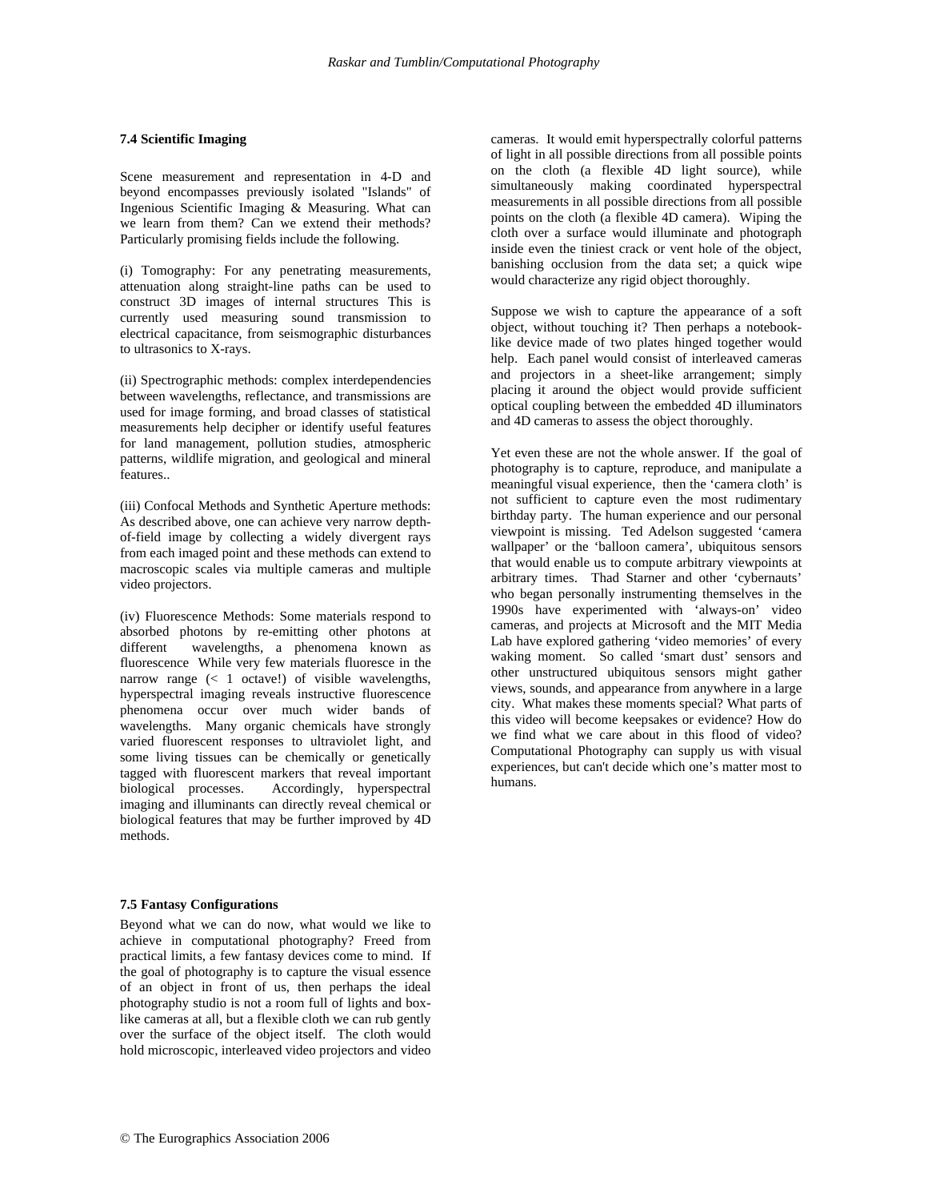### 7.4 Scientific Imaging

Scene measurement and representation in 4-D and beyond encompasses previously isolated "Islands" of Ingenious Scientific Imaging & Measuring. What can we learn from them? Can we extend their methods? Particularly promising fields include the following.

(i) Tomography: For any penetrating measurements, attenuation along straight-line paths can be used to construct 3D images of internal structures This is currently used measuring sound transmission to electrical capacitance, from seismographic disturbances to ultrasonics to X-rays.

(ii) Spectrographic methods: complex interdependencies between wavelengths, reflectance, and transmissions are used for image forming, and broad classes of statistical measurements help decipher or identify useful features for land management, pollution studies, atmospheric patterns, wildlife migration, and geological and mineral features..

(iii) Confocal Methods and Synthetic Aperture methods: As described above, one can achieve very narrow depth-of-field image by collecting a widely divergent rays from each imaged point and these methods can extend to macroscopic scales via multiple cameras and multiple video projectors.

(iv) Fluorescence Methods: Some materials respond to absorbed photons by re-emitting other photons at different wavelengths, a phenomena known as fluorescence While very few materials fluoresce in the narrow range (< 1 octave!) of visible wavelengths, hyperspectral imaging reveals instructive fluorescence phenomena occur over much wider bands of wavelengths. Many organic chemicals have strongly varied fluorescent responses to ultraviolet light, and some living tissues can be chemically or genetically tagged with fluorescent markers that reveal important biological processes. Accordingly, hyperspectral imaging and illuminants can directly reveal chemical or biological features that may be further improved by 4D methods.

### 7.5 Fantasy Configurations

Beyond what we can do now, what would we like to achieve in computational photography? Freed from practical limits, a few fantasy devices come to mind. If the goal of photography is to capture the visual essence of an object in front of us, then perhaps the ideal photography studio is not a room full of lights and box-like cameras at all, but a flexible cloth we can rub gently over the surface of the object itself. The cloth would hold microscopic, interleaved video projectors and video cameras. It would emit hyperspectrally colorful patterns of light in all possible directions from all possible points on the cloth (a flexible 4D light source), while simultaneously making coordinated hyperspectral measurements in all possible directions from all possible points on the cloth (a flexible 4D camera). Wiping the cloth over a surface would illuminate and photograph inside even the tiniest crack or vent hole of the object, banishing occlusion from the data set; a quick wipe would characterize any rigid object thoroughly.

Suppose we wish to capture the appearance of a soft object, without touching it? Then perhaps a notebook-like device made of two plates hinged together would help. Each panel would consist of interleaved cameras and projectors in a sheet-like arrangement; simply placing it around the object would provide sufficient optical coupling between the embedded 4D illuminators and 4D cameras to assess the object thoroughly.

Yet even these are not the whole answer. If the goal of photography is to capture, reproduce, and manipulate a meaningful visual experience, then the 'camera cloth' is not sufficient to capture even the most rudimentary birthday party. The human experience and our personal viewpoint is missing. Ted Adelson suggested 'camera wallpaper' or the 'balloon camera', ubiquitous sensors that would enable us to compute arbitrary viewpoints at arbitrary times. Thad Starner and other 'cybernauts' who began personally instrumenting themselves in the 1990s have experimented with 'always-on' video cameras, and projects at Microsoft and the MIT Media Lab have explored gathering 'video memories' of every waking moment. So called 'smart dust' sensors and other unstructured ubiquitous sensors might gather views, sounds, and appearance from anywhere in a large city. What makes these moments special? What parts of this video will become keepsakes or evidence? How do we find what we care about in this flood of video? Computational Photography can supply us with visual experiences, but can't decide which one's matter most to humans.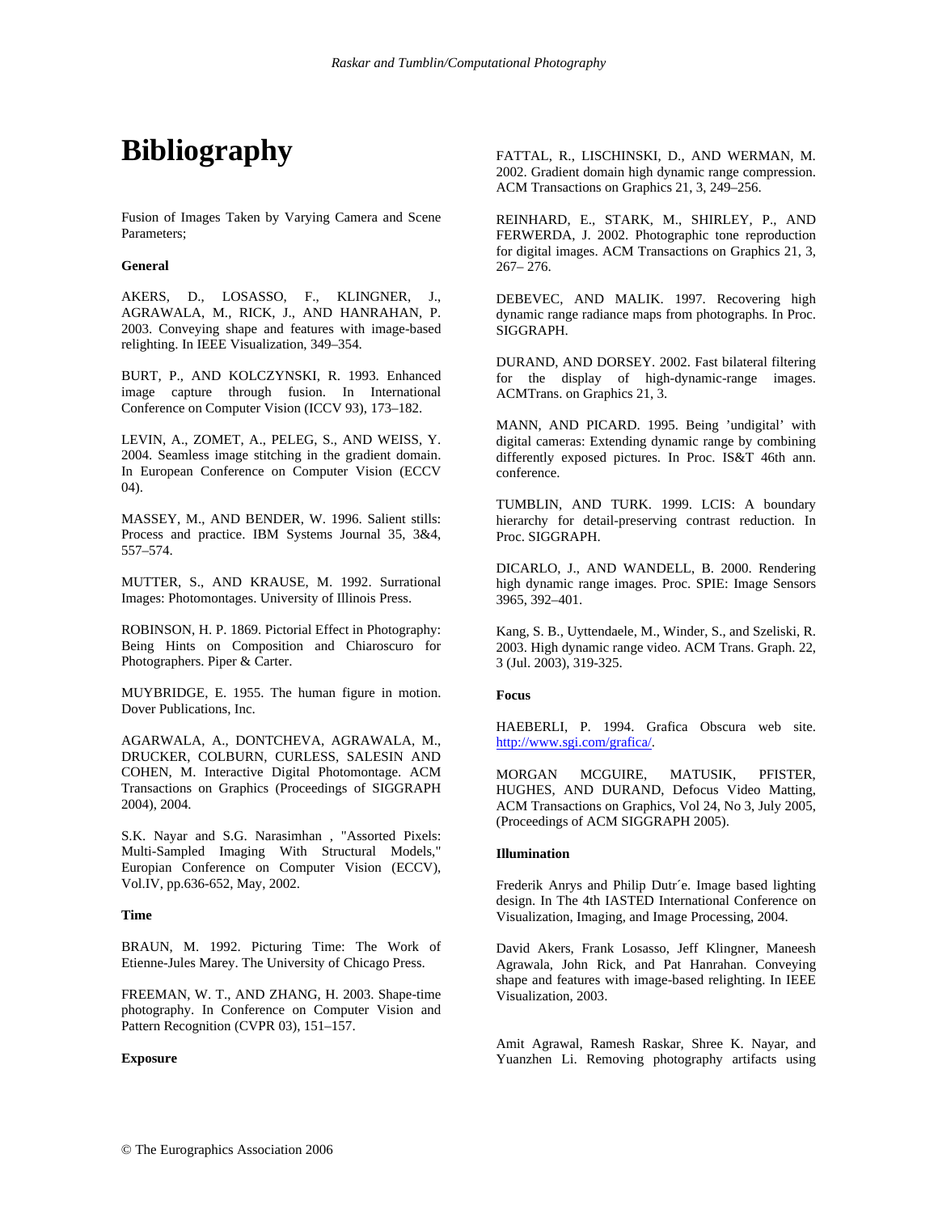# Bibliography

Fusion of Images Taken by Varying Camera and Scene Parameters;

**General**

AKERS, D., LOSASSO, F., KLINGNER, J., AGRAWALA, M., RICK, J., AND HANRAHAN, P. 2003. Conveying shape and features with image-based relighting. In IEEE Visualization, 349–354.

BURT, P., AND KOLCZYNSKI, R. 1993. Enhanced image capture through fusion. In International Conference on Computer Vision (ICCV 93), 173–182.

LEVIN, A., ZOMET, A., PELEG, S., AND WEISS, Y. 2004. Seamless image stitching in the gradient domain. In European Conference on Computer Vision (ECCV 04).

MASSEY, M., AND BENDER, W. 1996. Salient stills: Process and practice. IBM Systems Journal 35, 3&4, 557–574.

MUTTER, S., AND KRAUSE, M. 1992. Surrational Images: Photomontages. University of Illinois Press.

ROBINSON, H. P. 1869. Pictorial Effect in Photography: Being Hints on Composition and Chiaroscuro for Photographers. Piper & Carter.

MUYBRIDGE, E. 1955. The human figure in motion. Dover Publications, Inc.

AGARWALA, A., DONTCHEVA, AGRAWALA, M., DRUCKER, COLBURN, CURLESS, SALESIN AND COHEN, M. Interactive Digital Photomontage. ACM Transactions on Graphics (Proceedings of SIGGRAPH 2004), 2004.

S.K. Nayar and S.G. Narasimhan , "Assorted Pixels: Multi-Sampled Imaging With Structural Models," Europian Conference on Computer Vision (ECCV), Vol.IV, pp.636-652, May, 2002.

**Time**

BRAUN, M. 1992. Picturing Time: The Work of Etienne-Jules Marey. The University of Chicago Press.

FREEMAN, W. T., AND ZHANG, H. 2003. Shape-time photography. In Conference on Computer Vision and Pattern Recognition (CVPR 03), 151–157.

**Exposure**

FATTAL, R., LISCHINSKI, D., AND WERMAN, M. 2002. Gradient domain high dynamic range compression. ACM Transactions on Graphics 21, 3, 249–256.

REINHARD, E., STARK, M., SHIRLEY, P., AND FERWERDA, J. 2002. Photographic tone reproduction for digital images. ACM Transactions on Graphics 21, 3, 267– 276.

DEBEVEC, AND MALIK. 1997. Recovering high dynamic range radiance maps from photographs. In Proc. SIGGRAPH.

DURAND, AND DORSEY. 2002. Fast bilateral filtering for the display of high-dynamic-range images. ACMTrans. on Graphics 21, 3.

MANN, AND PICARD. 1995. Being 'undigital' with digital cameras: Extending dynamic range by combining differently exposed pictures. In Proc. IS&T 46th ann. conference.

TUMBLIN, AND TURK. 1999. LCIS: A boundary hierarchy for detail-preserving contrast reduction. In Proc. SIGGRAPH.

DICARLO, J., AND WANDELL, B. 2000. Rendering high dynamic range images. Proc. SPIE: Image Sensors 3965, 392–401.

Kang, S. B., Uyttendaele, M., Winder, S., and Szeliski, R. 2003. High dynamic range video. ACM Trans. Graph. 22, 3 (Jul. 2003), 319-325.

**Focus**

HAEBERLI, P. 1994. Grafica Obscura web site. http://www.sgi.com/grafica/.

MORGAN MCGUIRE, MATUSIK, PFISTER, HUGHES, AND DURAND, Defocus Video Matting, ACM Transactions on Graphics, Vol 24, No 3, July 2005, (Proceedings of ACM SIGGRAPH 2005).

**Illumination**

Frederik Anrys and Philip Dutr´e. Image based lighting design. In The 4th IASTED International Conference on Visualization, Imaging, and Image Processing, 2004.

David Akers, Frank Losasso, Jeff Klingner, Maneesh Agrawala, John Rick, and Pat Hanrahan. Conveying shape and features with image-based relighting. In IEEE Visualization, 2003.

Amit Agrawal, Ramesh Raskar, Shree K. Nayar, and Yuanzhen Li. Removing photography artifacts using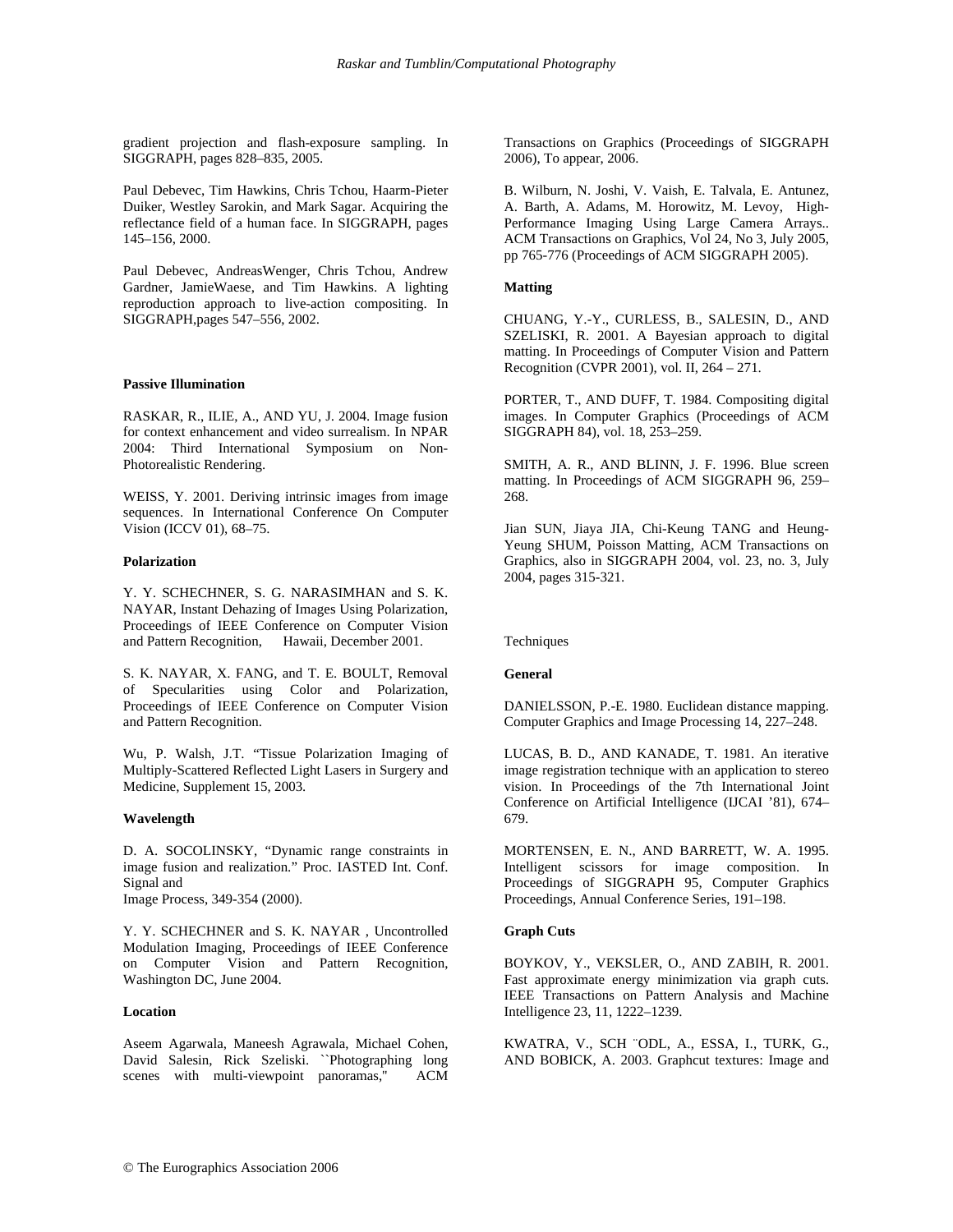gradient projection and flash-exposure sampling. In SIGGRAPH, pages 828–835, 2005.

Paul Debevec, Tim Hawkins, Chris Tchou, Haarm-Pieter Duiker, Westley Sarokin, and Mark Sagar. Acquiring the reflectance field of a human face. In SIGGRAPH, pages 145–156, 2000.

Paul Debevec, AndreasWenger, Chris Tchou, Andrew Gardner, JamieWaese, and Tim Hawkins. A lighting reproduction approach to live-action compositing. In SIGGRAPH,pages 547–556, 2002.

**Passive Illumination**

RASKAR, R., ILIE, A., AND YU, J. 2004. Image fusion for context enhancement and video surrealism. In NPAR 2004: Third International Symposium on Non-Photorealistic Rendering.

WEISS, Y. 2001. Deriving intrinsic images from image sequences. In International Conference On Computer Vision (ICCV 01), 68–75.

**Polarization**

Y. Y. SCHECHNER, S. G. NARASIMHAN and S. K. NAYAR, Instant Dehazing of Images Using Polarization, Proceedings of IEEE Conference on Computer Vision and Pattern Recognition, Hawaii, December 2001.

S. K. NAYAR, X. FANG, and T. E. BOULT, Removal of Specularities using Color and Polarization, Proceedings of IEEE Conference on Computer Vision and Pattern Recognition.

Wu, P. Walsh, J.T. “Tissue Polarization Imaging of Multiply-Scattered Reflected Light Lasers in Surgery and Medicine, Supplement 15, 2003.

**Wavelength**

D. A. SOCOLINSKY, “Dynamic range constraints in image fusion and realization.” Proc. IASTED Int. Conf. Signal and
Image Process, 349-354 (2000).

Y. Y. SCHECHNER and S. K. NAYAR , Uncontrolled Modulation Imaging, Proceedings of IEEE Conference on Computer Vision and Pattern Recognition, Washington DC, June 2004.

**Location**

Aseem Agarwala, Maneesh Agrawala, Michael Cohen, David Salesin, Rick Szeliski. ``Photographing long scenes with multi-viewpoint panoramas," ACM Transactions on Graphics (Proceedings of SIGGRAPH 2006), To appear, 2006.

B. Wilburn, N. Joshi, V. Vaish, E. Talvala, E. Antunez, A. Barth, A. Adams, M. Horowitz, M. Levoy, High-Performance Imaging Using Large Camera Arrays.. ACM Transactions on Graphics, Vol 24, No 3, July 2005, pp 765-776 (Proceedings of ACM SIGGRAPH 2005).

**Matting**

CHUANG, Y.-Y., CURLESS, B., SALESIN, D., AND SZELISKI, R. 2001. A Bayesian approach to digital matting. In Proceedings of Computer Vision and Pattern Recognition (CVPR 2001), vol. II, 264 – 271.

PORTER, T., AND DUFF, T. 1984. Compositing digital images. In Computer Graphics (Proceedings of ACM SIGGRAPH 84), vol. 18, 253–259.

SMITH, A. R., AND BLINN, J. F. 1996. Blue screen matting. In Proceedings of ACM SIGGRAPH 96, 259–268.

Jian SUN, Jiaya JIA, Chi-Keung TANG and Heung-Yeung SHUM, Poisson Matting, ACM Transactions on Graphics, also in SIGGRAPH 2004, vol. 23, no. 3, July 2004, pages 315-321.

Techniques

**General**

DANIELSSON, P.-E. 1980. Euclidean distance mapping. Computer Graphics and Image Processing 14, 227–248.

LUCAS, B. D., AND KANADE, T. 1981. An iterative image registration technique with an application to stereo vision. In Proceedings of the 7th International Joint Conference on Artificial Intelligence (IJCAI ’81), 674–679.

MORTENSEN, E. N., AND BARRETT, W. A. 1995. Intelligent scissors for image composition. In Proceedings of SIGGRAPH 95, Computer Graphics Proceedings, Annual Conference Series, 191–198.

**Graph Cuts**

BOYKOV, Y., VEKSLER, O., AND ZABIH, R. 2001. Fast approximate energy minimization via graph cuts. IEEE Transactions on Pattern Analysis and Machine Intelligence 23, 11, 1222–1239.

KWATRA, V., SCH ¨ODL, A., ESSA, I., TURK, G., AND BOBICK, A. 2003. Graphcut textures: Image and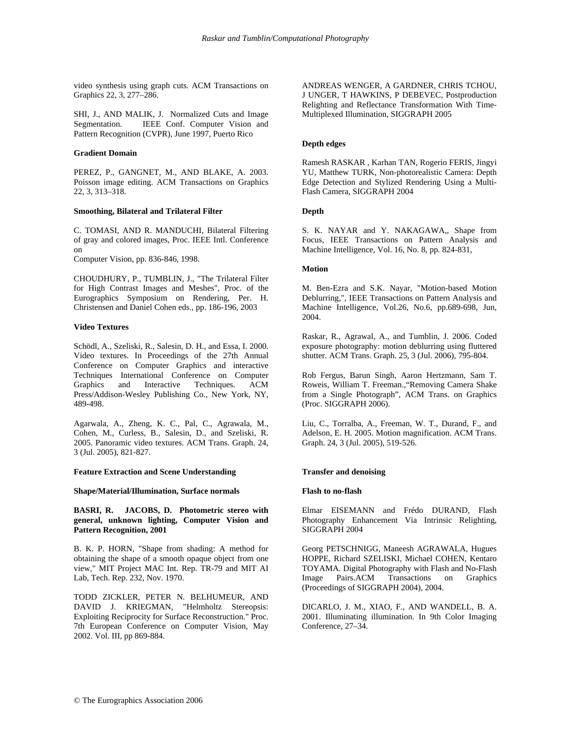video synthesis using graph cuts. ACM Transactions on Graphics 22, 3, 277–286.

SHI, J., AND MALIK, J. Normalized Cuts and Image Segmentation. IEEE Conf. Computer Vision and Pattern Recognition (CVPR), June 1997, Puerto Rico

**Gradient Domain**

PEREZ, P., GANGNET, M., AND BLAKE, A. 2003. Poisson image editing. ACM Transactions on Graphics 22, 3, 313–318.

**Smoothing, Bilateral and Trilateral Filter**

C. TOMASI, AND R. MANDUCHI, Bilateral Filtering of gray and colored images, Proc. IEEE Intl. Conference on
Computer Vision, pp. 836-846, 1998.

CHOUDHURY, P., TUMBLIN, J., "The Trilateral Filter for High Contrast Images and Meshes", Proc. of the Eurographics Symposium on Rendering, Per. H. Christensen and Daniel Cohen eds., pp. 186-196, 2003

**Video Textures**

Schödl, A., Szeliski, R., Salesin, D. H., and Essa, I. 2000. Video textures. In Proceedings of the 27th Annual Conference on Computer Graphics and interactive Techniques International Conference on Computer Graphics and Interactive Techniques. ACM Press/Addison-Wesley Publishing Co., New York, NY, 489-498.

Agarwala, A., Zheng, K. C., Pal, C., Agrawala, M., Cohen, M., Curless, B., Salesin, D., and Szeliski, R. 2005. Panoramic video textures. ACM Trans. Graph. 24, 3 (Jul. 2005), 821-827.

**Feature Extraction and Scene Understanding**

**Shape/Material/Illumination, Surface normals**

**BASRI, R. JACOBS, D. Photometric stereo with general, unknown lighting, Computer Vision and Pattern Recognition, 2001**

B. K. P. HORN, "Shape from shading: A method for obtaining the shape of a smooth opaque object from one view," MIT Project MAC Int. Rep. TR-79 and MIT AI Lab, Tech. Rep. 232, Nov. 1970.

TODD ZICKLER, PETER N. BELHUMEUR, AND DAVID J. KRIEGMAN, "Helmholtz Stereopsis: Exploiting Reciprocity for Surface Reconstruction." Proc. 7th European Conference on Computer Vision, May 2002. Vol. III, pp 869-884.

ANDREAS WENGER, A GARDNER, CHRIS TCHOU, J UNGER, T HAWKINS, P DEBEVEC, Postproduction Relighting and Reflectance Transformation With Time-Multiplexed Illumination, SIGGRAPH 2005

**Depth edges**

Ramesh RASKAR , Karhan TAN, Rogerio FERIS, Jingyi YU, Matthew TURK, Non-photorealistic Camera: Depth Edge Detection and Stylized Rendering Using a Multi-Flash Camera, SIGGRAPH 2004

**Depth**

S. K. NAYAR and Y. NAKAGAWA,, Shape from Focus, IEEE Transactions on Pattern Analysis and Machine Intelligence, Vol. 16, No. 8, pp. 824-831,

**Motion**

M. Ben-Ezra and S.K. Nayar, "Motion-based Motion Deblurring,", IEEE Transactions on Pattern Analysis and Machine Intelligence, Vol.26, No.6, pp.689-698, Jun, 2004.

Raskar, R., Agrawal, A., and Tumblin, J. 2006. Coded exposure photography: motion deblurring using fluttered shutter. ACM Trans. Graph. 25, 3 (Jul. 2006), 795-804.

Rob Fergus, Barun Singh, Aaron Hertzmann, Sam T. Roweis, William T. Freeman.,"Removing Camera Shake from a Single Photograph", ACM Trans. on Graphics (Proc. SIGGRAPH 2006).

Liu, C., Torralba, A., Freeman, W. T., Durand, F., and Adelson, E. H. 2005. Motion magnification. ACM Trans. Graph. 24, 3 (Jul. 2005), 519-526.

**Transfer and denoising**

**Flash to no-flash**

Elmar EISEMANN and Frédo DURAND, Flash Photography Enhancement Via Intrinsic Relighting, SIGGRAPH 2004

Georg PETSCHNIGG, Maneesh AGRAWALA, Hugues HOPPE, Richard SZELISKI, Michael COHEN, Kentaro TOYAMA. Digital Photography with Flash and No-Flash Image Pairs.ACM Transactions on Graphics (Proceedings of SIGGRAPH 2004), 2004.

DICARLO, J. M., XIAO, F., AND WANDELL, B. A. 2001. Illuminating illumination. In 9th Color Imaging Conference, 27–34.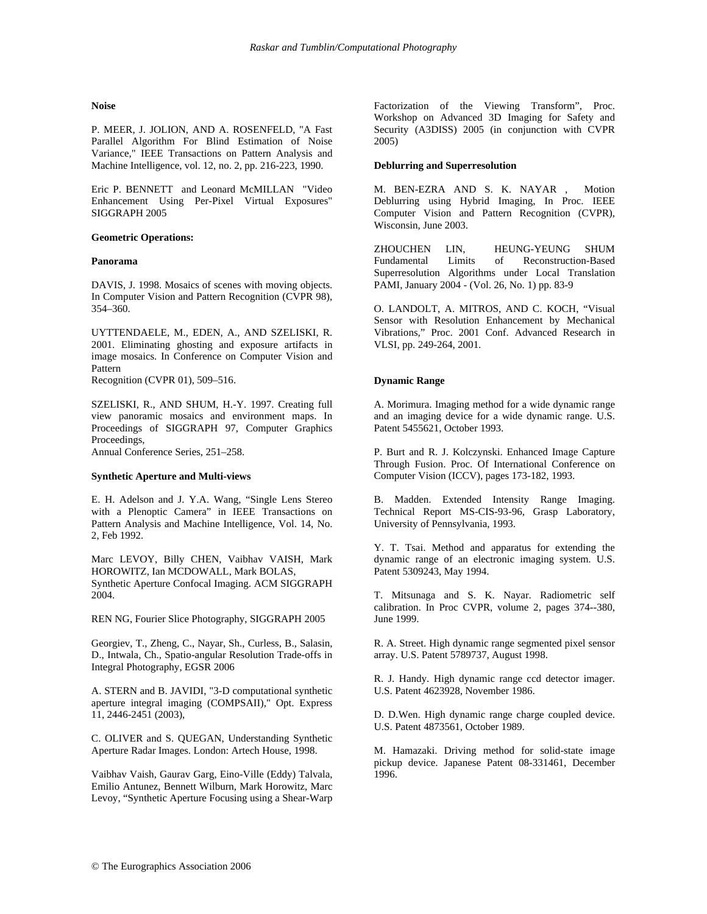**Noise**

P. MEER, J. JOLION, AND A. ROSENFELD, "A Fast Parallel Algorithm For Blind Estimation of Noise Variance," IEEE Transactions on Pattern Analysis and Machine Intelligence, vol. 12, no. 2, pp. 216-223, 1990.

Eric P. BENNETT and Leonard McMILLAN "Video Enhancement Using Per-Pixel Virtual Exposures" SIGGRAPH 2005

**Geometric Operations:**

**Panorama**

DAVIS, J. 1998. Mosaics of scenes with moving objects. In Computer Vision and Pattern Recognition (CVPR 98), 354–360.

UYTTENDAELE, M., EDEN, A., AND SZELISKI, R. 2001. Eliminating ghosting and exposure artifacts in image mosaics. In Conference on Computer Vision and Pattern
Recognition (CVPR 01), 509–516.

SZELISKI, R., AND SHUM, H.-Y. 1997. Creating full view panoramic mosaics and environment maps. In Proceedings of SIGGRAPH 97, Computer Graphics Proceedings,
Annual Conference Series, 251–258.

**Synthetic Aperture and Multi-views**

E. H. Adelson and J. Y.A. Wang, "Single Lens Stereo with a Plenoptic Camera" in IEEE Transactions on Pattern Analysis and Machine Intelligence, Vol. 14, No. 2, Feb 1992.

Marc LEVOY, Billy CHEN, Vaibhav VAISH, Mark HOROWITZ, Ian MCDOWALL, Mark BOLAS,
Synthetic Aperture Confocal Imaging. ACM SIGGRAPH 2004.

REN NG, Fourier Slice Photography, SIGGRAPH 2005

Georgiev, T., Zheng, C., Nayar, Sh., Curless, B., Salasin, D., Intwala, Ch., Spatio-angular Resolution Trade-offs in Integral Photography, EGSR 2006

A. STERN and B. JAVIDI, "3-D computational synthetic aperture integral imaging (COMPSAII)," Opt. Express 11, 2446-2451 (2003),

C. OLIVER and S. QUEGAN, Understanding Synthetic Aperture Radar Images. London: Artech House, 1998.

Vaibhav Vaish, Gaurav Garg, Eino-Ville (Eddy) Talvala, Emilio Antunez, Bennett Wilburn, Mark Horowitz, Marc Levoy, "Synthetic Aperture Focusing using a Shear-Warp Factorization of the Viewing Transform", Proc. Workshop on Advanced 3D Imaging for Safety and Security (A3DISS) 2005 (in conjunction with CVPR 2005)

**Deblurring and Superresolution**

M. BEN-EZRA AND S. K. NAYAR , Motion Deblurring using Hybrid Imaging, In Proc. IEEE Computer Vision and Pattern Recognition (CVPR), Wisconsin, June 2003.

ZHOUCHEN LIN, HEUNG-YEUNG SHUM Fundamental Limits of Reconstruction-Based Superresolution Algorithms under Local Translation PAMI, January 2004 - (Vol. 26, No. 1) pp. 83-9

O. LANDOLT, A. MITROS, AND C. KOCH, "Visual Sensor with Resolution Enhancement by Mechanical Vibrations," Proc. 2001 Conf. Advanced Research in VLSI, pp. 249-264, 2001.

**Dynamic Range**

A. Morimura. Imaging method for a wide dynamic range and an imaging device for a wide dynamic range. U.S. Patent 5455621, October 1993.

P. Burt and R. J. Kolczynski. Enhanced Image Capture Through Fusion. Proc. Of International Conference on Computer Vision (ICCV), pages 173-182, 1993.

B. Madden. Extended Intensity Range Imaging. Technical Report MS-CIS-93-96, Grasp Laboratory, University of Pennsylvania, 1993.

Y. T. Tsai. Method and apparatus for extending the dynamic range of an electronic imaging system. U.S. Patent 5309243, May 1994.

T. Mitsunaga and S. K. Nayar. Radiometric self calibration. In Proc CVPR, volume 2, pages 374--380, June 1999.

R. A. Street. High dynamic range segmented pixel sensor array. U.S. Patent 5789737, August 1998.

R. J. Handy. High dynamic range ccd detector imager. U.S. Patent 4623928, November 1986.

D. D.Wen. High dynamic range charge coupled device. U.S. Patent 4873561, October 1989.

M. Hamazaki. Driving method for solid-state image pickup device. Japanese Patent 08-331461, December 1996.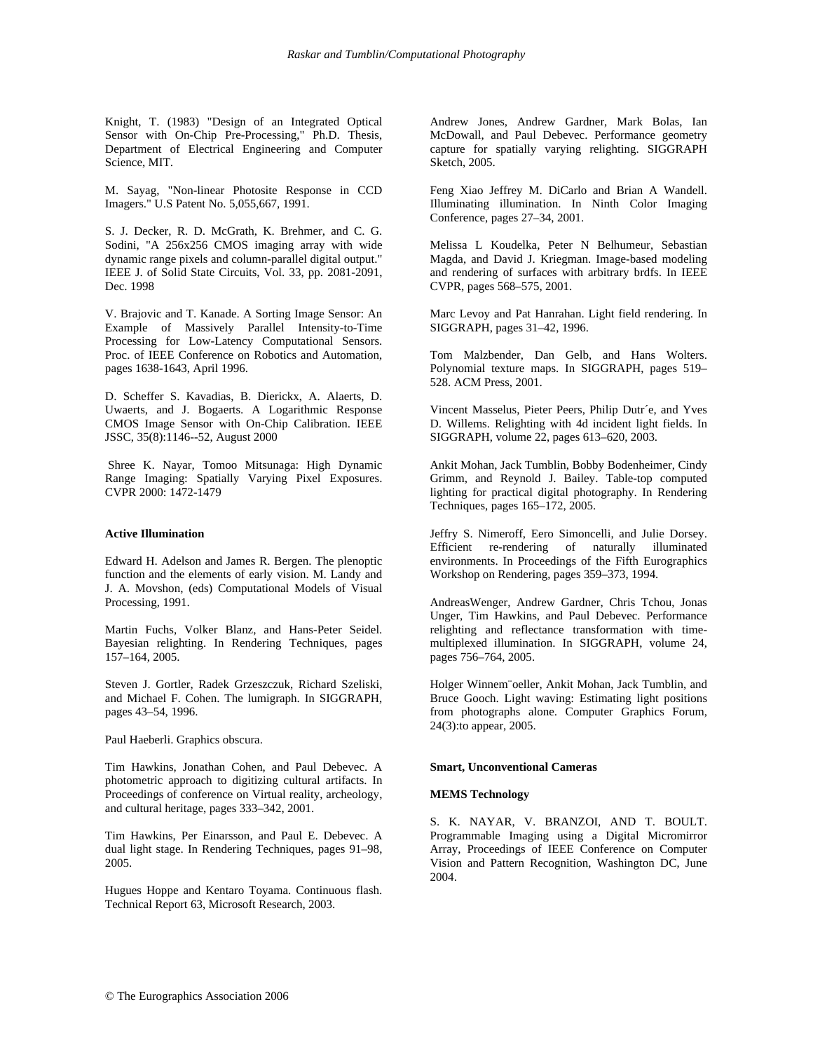Knight, T. (1983) "Design of an Integrated Optical Sensor with On-Chip Pre-Processing," Ph.D. Thesis, Department of Electrical Engineering and Computer Science, MIT.

M. Sayag, "Non-linear Photosite Response in CCD Imagers." U.S Patent No. 5,055,667, 1991.

S. J. Decker, R. D. McGrath, K. Brehmer, and C. G. Sodini, "A 256x256 CMOS imaging array with wide dynamic range pixels and column-parallel digital output." IEEE J. of Solid State Circuits, Vol. 33, pp. 2081-2091, Dec. 1998

V. Brajovic and T. Kanade. A Sorting Image Sensor: An Example of Massively Parallel Intensity-to-Time Processing for Low-Latency Computational Sensors. Proc. of IEEE Conference on Robotics and Automation, pages 1638-1643, April 1996.

D. Scheffer S. Kavadias, B. Dierickx, A. Alaerts, D. Uwaerts, and J. Bogaerts. A Logarithmic Response CMOS Image Sensor with On-Chip Calibration. IEEE JSSC, 35(8):1146--52, August 2000

Shree K. Nayar, Tomoo Mitsunaga: High Dynamic Range Imaging: Spatially Varying Pixel Exposures. CVPR 2000: 1472-1479

**Active Illumination**

Edward H. Adelson and James R. Bergen. The plenoptic function and the elements of early vision. M. Landy and J. A. Movshon, (eds) Computational Models of Visual Processing, 1991.

Martin Fuchs, Volker Blanz, and Hans-Peter Seidel. Bayesian relighting. In Rendering Techniques, pages 157–164, 2005.

Steven J. Gortler, Radek Grzeszczuk, Richard Szeliski, and Michael F. Cohen. The lumigraph. In SIGGRAPH, pages 43–54, 1996.

Paul Haeberli. Graphics obscura.

Tim Hawkins, Jonathan Cohen, and Paul Debevec. A photometric approach to digitizing cultural artifacts. In Proceedings of conference on Virtual reality, archeology, and cultural heritage, pages 333–342, 2001.

Tim Hawkins, Per Einarsson, and Paul E. Debevec. A dual light stage. In Rendering Techniques, pages 91–98, 2005.

Hugues Hoppe and Kentaro Toyama. Continuous flash. Technical Report 63, Microsoft Research, 2003.

Andrew Jones, Andrew Gardner, Mark Bolas, Ian McDowall, and Paul Debevec. Performance geometry capture for spatially varying relighting. SIGGRAPH Sketch, 2005.

Feng Xiao Jeffrey M. DiCarlo and Brian A Wandell. Illuminating illumination. In Ninth Color Imaging Conference, pages 27–34, 2001.

Melissa L Koudelka, Peter N Belhumeur, Sebastian Magda, and David J. Kriegman. Image-based modeling and rendering of surfaces with arbitrary brdfs. In IEEE CVPR, pages 568–575, 2001.

Marc Levoy and Pat Hanrahan. Light field rendering. In SIGGRAPH, pages 31–42, 1996.

Tom Malzbender, Dan Gelb, and Hans Wolters. Polynomial texture maps. In SIGGRAPH, pages 519–528. ACM Press, 2001.

Vincent Masselus, Pieter Peers, Philip Dutr´e, and Yves D. Willems. Relighting with 4d incident light fields. In SIGGRAPH, volume 22, pages 613–620, 2003.

Ankit Mohan, Jack Tumblin, Bobby Bodenheimer, Cindy Grimm, and Reynold J. Bailey. Table-top computed lighting for practical digital photography. In Rendering Techniques, pages 165–172, 2005.

Jeffry S. Nimeroff, Eero Simoncelli, and Julie Dorsey. Efficient re-rendering of naturally illuminated environments. In Proceedings of the Fifth Eurographics Workshop on Rendering, pages 359–373, 1994.

AndreasWenger, Andrew Gardner, Chris Tchou, Jonas Unger, Tim Hawkins, and Paul Debevec. Performance relighting and reflectance transformation with time-multiplexed illumination. In SIGGRAPH, volume 24, pages 756–764, 2005.

Holger Winnem¨oeller, Ankit Mohan, Jack Tumblin, and Bruce Gooch. Light waving: Estimating light positions from photographs alone. Computer Graphics Forum, 24(3):to appear, 2005.

**Smart, Unconventional Cameras**

**MEMS Technology**

S. K. NAYAR, V. BRANZOI, AND T. BOULT. Programmable Imaging using a Digital Micromirror Array, Proceedings of IEEE Conference on Computer Vision and Pattern Recognition, Washington DC, June 2004.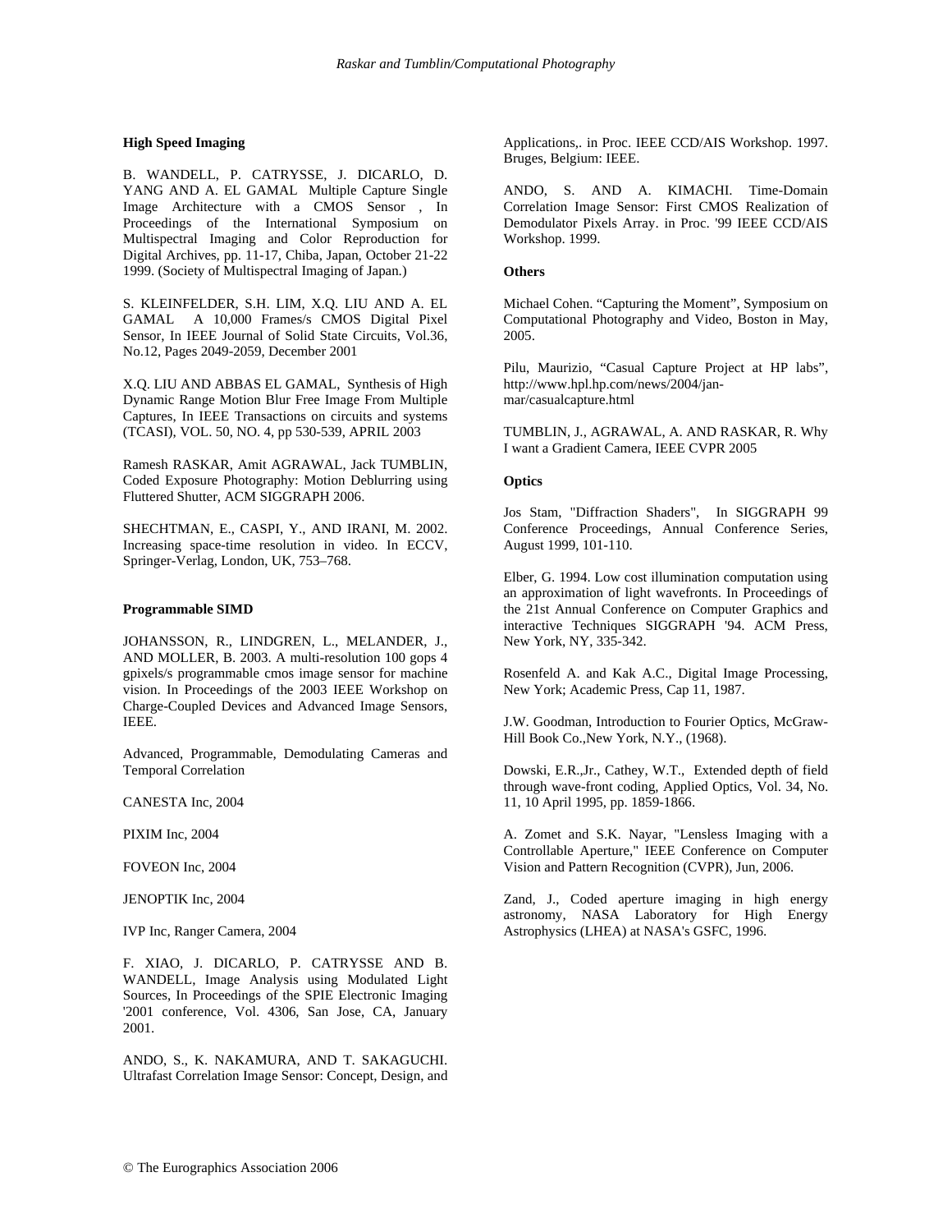### High Speed Imaging

B. WANDELL, P. CATRYSSE, J. DICARLO, D. YANG AND A. EL GAMAL Multiple Capture Single Image Architecture with a CMOS Sensor , In Proceedings of the International Symposium on Multispectral Imaging and Color Reproduction for Digital Archives, pp. 11-17, Chiba, Japan, October 21-22 1999. (Society of Multispectral Imaging of Japan.)

S. KLEINFELDER, S.H. LIM, X.Q. LIU AND A. EL GAMAL A 10,000 Frames/s CMOS Digital Pixel Sensor, In IEEE Journal of Solid State Circuits, Vol.36, No.12, Pages 2049-2059, December 2001

X.Q. LIU AND ABBAS EL GAMAL, Synthesis of High Dynamic Range Motion Blur Free Image From Multiple Captures, In IEEE Transactions on circuits and systems (TCASI), VOL. 50, NO. 4, pp 530-539, APRIL 2003

Ramesh RASKAR, Amit AGRAWAL, Jack TUMBLIN, Coded Exposure Photography: Motion Deblurring using Fluttered Shutter, ACM SIGGRAPH 2006.

SHECHTMAN, E., CASPI, Y., AND IRANI, M. 2002. Increasing space-time resolution in video. In ECCV, Springer-Verlag, London, UK, 753–768.

### Programmable SIMD

JOHANSSON, R., LINDGREN, L., MELANDER, J., AND MOLLER, B. 2003. A multi-resolution 100 gops 4 gpixels/s programmable cmos image sensor for machine vision. In Proceedings of the 2003 IEEE Workshop on Charge-Coupled Devices and Advanced Image Sensors, IEEE.

Advanced, Programmable, Demodulating Cameras and Temporal Correlation

CANESTA Inc, 2004

PIXIM Inc, 2004

FOVEON Inc, 2004

JENOPTIK Inc, 2004

IVP Inc, Ranger Camera, 2004

F. XIAO, J. DICARLO, P. CATRYSSE AND B. WANDELL, Image Analysis using Modulated Light Sources, In Proceedings of the SPIE Electronic Imaging '2001 conference, Vol. 4306, San Jose, CA, January 2001.

ANDO, S., K. NAKAMURA, AND T. SAKAGUCHI. Ultrafast Correlation Image Sensor: Concept, Design, and Applications,. in Proc. IEEE CCD/AIS Workshop. 1997. Bruges, Belgium: IEEE.

ANDO, S. AND A. KIMACHI. Time-Domain Correlation Image Sensor: First CMOS Realization of Demodulator Pixels Array. in Proc. '99 IEEE CCD/AIS Workshop. 1999.

### Others

Michael Cohen. “Capturing the Moment”, Symposium on Computational Photography and Video, Boston in May, 2005.

Pilu, Maurizio, “Casual Capture Project at HP labs”, http://www.hpl.hp.com/news/2004/jan-mar/casualcapture.html

TUMBLIN, J., AGRAWAL, A. AND RASKAR, R. Why I want a Gradient Camera, IEEE CVPR 2005

### Optics

Jos Stam, "Diffraction Shaders", In SIGGRAPH 99 Conference Proceedings, Annual Conference Series, August 1999, 101-110.

Elber, G. 1994. Low cost illumination computation using an approximation of light wavefronts. In Proceedings of the 21st Annual Conference on Computer Graphics and interactive Techniques SIGGRAPH '94. ACM Press, New York, NY, 335-342.

Rosenfeld A. and Kak A.C., Digital Image Processing, New York; Academic Press, Cap 11, 1987.

J.W. Goodman, Introduction to Fourier Optics, McGraw-Hill Book Co.,New York, N.Y., (1968).

Dowski, E.R.,Jr., Cathey, W.T., Extended depth of field through wave-front coding, Applied Optics, Vol. 34, No. 11, 10 April 1995, pp. 1859-1866.

A. Zomet and S.K. Nayar, "Lensless Imaging with a Controllable Aperture," IEEE Conference on Computer Vision and Pattern Recognition (CVPR), Jun, 2006.

Zand, J., Coded aperture imaging in high energy astronomy, NASA Laboratory for High Energy Astrophysics (LHEA) at NASA's GSFC, 1996.